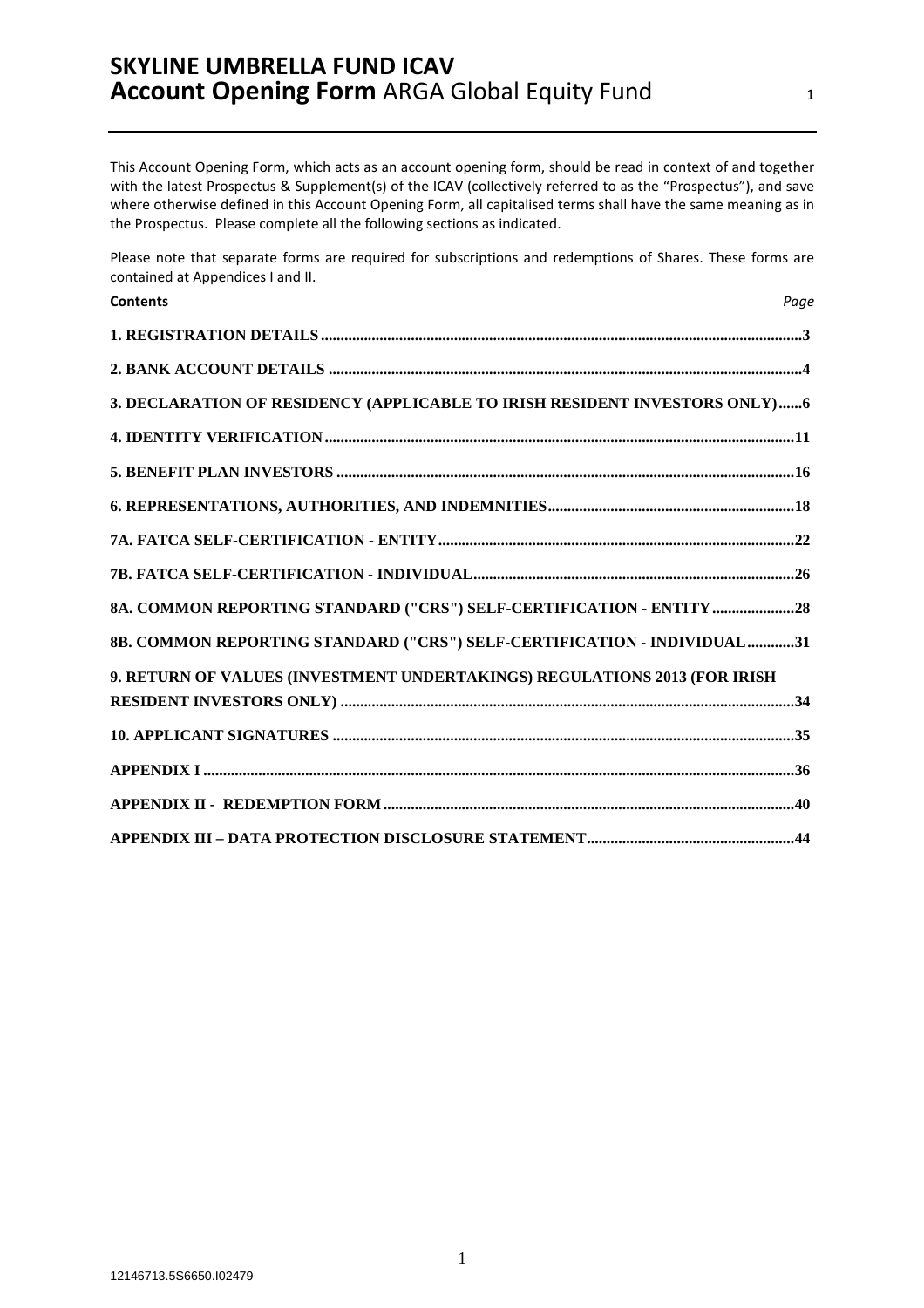# SKYLINE UMBRELLA FUND ICAV
## Account Opening Form ARGA Global Equity Fund

This Account Opening Form, which acts as an account opening form, should be read in context of and together with the latest Prospectus & Supplement(s) of the ICAV (collectively referred to as the "Prospectus"), and save where otherwise defined in this Account Opening Form, all capitalised terms shall have the same meaning as in the Prospectus. Please complete all the following sections as indicated.

Please note that separate forms are required for subscriptions and redemptions of Shares. These forms are contained at Appendices I and II.

| Contents | Page |
| --- | --- |
| 1. REGISTRATION DETAILS | 3 |
| 2. BANK ACCOUNT DETAILS | 4 |
| 3. DECLARATION OF RESIDENCY (APPLICABLE TO IRISH RESIDENT INVESTORS ONLY) | 6 |
| 4. IDENTITY VERIFICATION | 11 |
| 5. BENEFIT PLAN INVESTORS | 16 |
| 6. REPRESENTATIONS, AUTHORITIES, AND INDEMNITIES | 18 |
| 7A. FATCA SELF-CERTIFICATION - ENTITY | 22 |
| 7B. FATCA SELF-CERTIFICATION - INDIVIDUAL | 26 |
| 8A. COMMON REPORTING STANDARD ("CRS") SELF-CERTIFICATION - ENTITY | 28 |
| 8B. COMMON REPORTING STANDARD ("CRS") SELF-CERTIFICATION - INDIVIDUAL | 31 |
| 9. RETURN OF VALUES (INVESTMENT UNDERTAKINGS) REGULATIONS 2013 (FOR IRISH RESIDENT INVESTORS ONLY) | 34 |
| 10. APPLICANT SIGNATURES | 35 |
| APPENDIX I | 36 |
| APPENDIX II - REDEMPTION FORM | 40 |
| APPENDIX III – DATA PROTECTION DISCLOSURE STATEMENT | 44 |

12146713.5S6650.I02479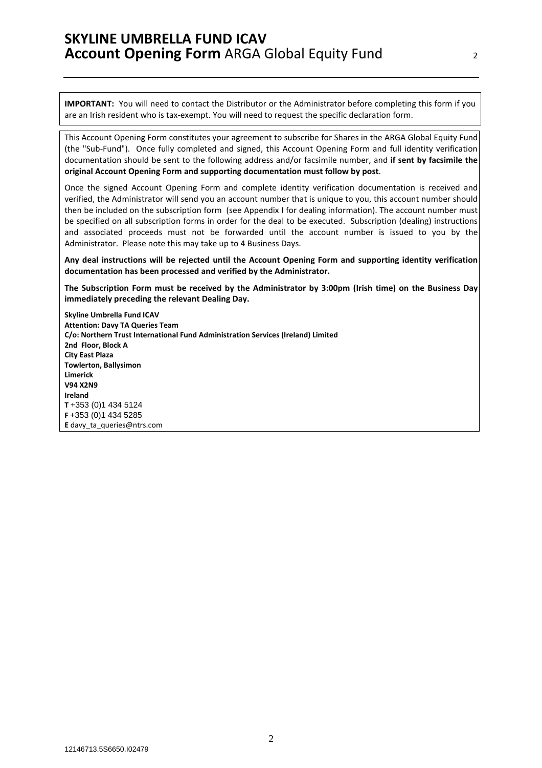**IMPORTANT:** You will need to contact the Distributor or the Administrator before completing this form if you are an Irish resident who is tax-exempt. You will need to request the specific declaration form.

This Account Opening Form constitutes your agreement to subscribe for Shares in the ARGA Global Equity Fund (the "Sub-Fund"). Once fully completed and signed, this Account Opening Form and full identity verification documentation should be sent to the following address and/or facsimile number, and **if sent by facsimile the original Account Opening Form and supporting documentation must follow by post**.

Once the signed Account Opening Form and complete identity verification documentation is received and verified, the Administrator will send you an account number that is unique to you, this account number should then be included on the subscription form (see Appendix I for dealing information). The account number must be specified on all subscription forms in order for the deal to be executed. Subscription (dealing) instructions and associated proceeds must not be forwarded until the account number is issued to you by the Administrator. Please note this may take up to 4 Business Days.

**Any deal instructions will be rejected until the Account Opening Form and supporting identity verification documentation has been processed and verified by the Administrator.**

**The Subscription Form must be received by the Administrator by 3:00pm (Irish time) on the Business Day immediately preceding the relevant Dealing Day.**

**Skyline Umbrella Fund ICAV**
**Attention: Davy TA Queries Team**
**C/o: Northern Trust International Fund Administration Services (Ireland) Limited**
**2nd Floor, Block A**
**City East Plaza**
**Towlerton, Ballysimon**
**Limerick**
**V94 X2N9**
**Ireland**
**T** +353 (0)1 434 5124
**F** +353 (0)1 434 5285
**E** davy_ta_queries@ntrs.com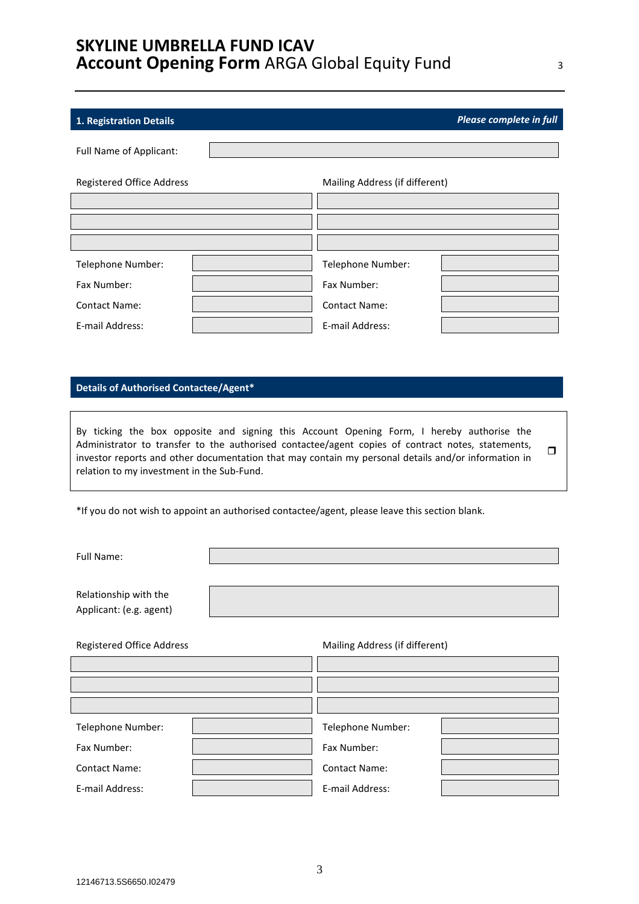# SKYLINE UMBRELLA FUND ICAV
## Account Opening Form ARGA Global Equity Fund

### 1. Registration Details

***Please complete in full***

| Full Name of Applicant: | |
|---|---|

| Registered Office Address | | Mailing Address (if different) | |
|---|---|---|---|
| | | | |
| | | | |
| | | | |
| Telephone Number: | | Telephone Number: | |
| Fax Number: | | Fax Number: | |
| Contact Name: | | Contact Name: | |
| E-mail Address: | | E-mail Address: | |

### Details of Authorised Contactee/Agent*

By ticking the box opposite and signing this Account Opening Form, I hereby authorise the Administrator to transfer to the authorised contactee/agent copies of contract notes, statements, investor reports and other documentation that may contain my personal details and/or information in relation to my investment in the Sub-Fund. ☐

*If you do not wish to appoint an authorised contactee/agent, please leave this section blank.

| Full Name: | |
|---|---|
| Relationship with the Applicant: (e.g. agent) | |

| Registered Office Address | | Mailing Address (if different) | |
|---|---|---|---|
| | | | |
| | | | |
| | | | |
| Telephone Number: | | Telephone Number: | |
| Fax Number: | | Fax Number: | |
| Contact Name: | | Contact Name: | |
| E-mail Address: | | E-mail Address: | |

12146713.5S6650.I02479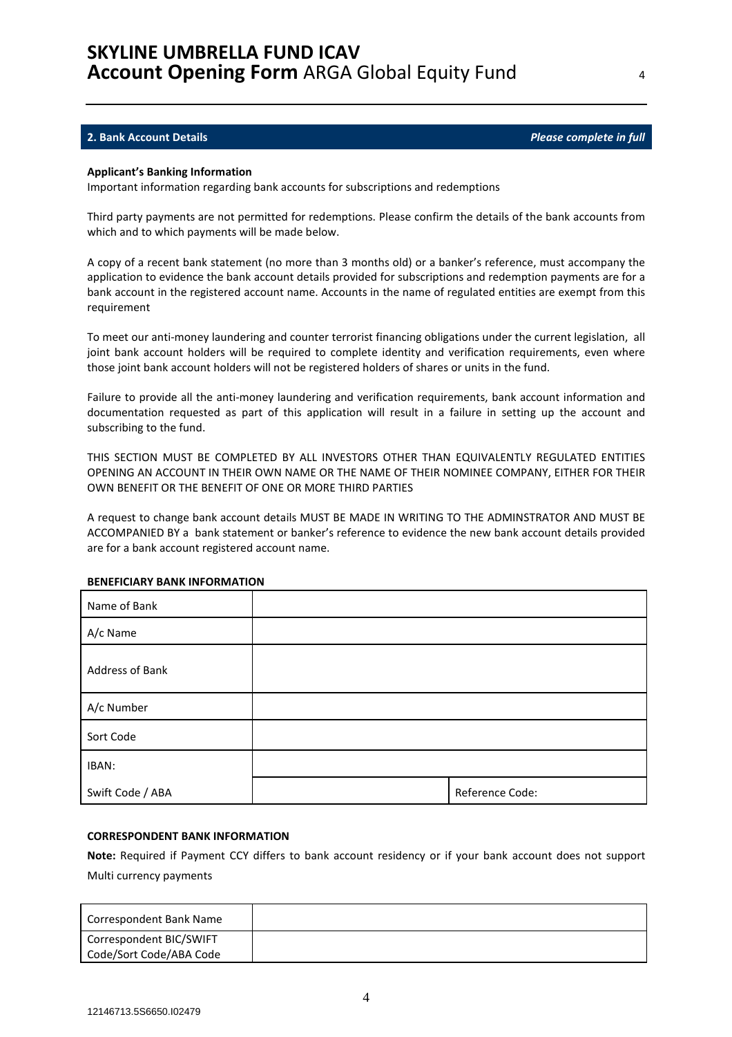## 2. Bank Account Details *Please complete in full*

**Applicant's Banking Information**

Important information regarding bank accounts for subscriptions and redemptions

Third party payments are not permitted for redemptions. Please confirm the details of the bank accounts from which and to which payments will be made below.

A copy of a recent bank statement (no more than 3 months old) or a banker's reference, must accompany the application to evidence the bank account details provided for subscriptions and redemption payments are for a bank account in the registered account name. Accounts in the name of regulated entities are exempt from this requirement

To meet our anti-money laundering and counter terrorist financing obligations under the current legislation, all joint bank account holders will be required to complete identity and verification requirements, even where those joint bank account holders will not be registered holders of shares or units in the fund.

Failure to provide all the anti-money laundering and verification requirements, bank account information and documentation requested as part of this application will result in a failure in setting up the account and subscribing to the fund.

THIS SECTION MUST BE COMPLETED BY ALL INVESTORS OTHER THAN EQUIVALENTLY REGULATED ENTITIES OPENING AN ACCOUNT IN THEIR OWN NAME OR THE NAME OF THEIR NOMINEE COMPANY, EITHER FOR THEIR OWN BENEFIT OR THE BENEFIT OF ONE OR MORE THIRD PARTIES

A request to change bank account details MUST BE MADE IN WRITING TO THE ADMINSTRATOR AND MUST BE ACCOMPANIED BY a bank statement or banker's reference to evidence the new bank account details provided are for a bank account registered account name.

**BENEFICIARY BANK INFORMATION**

| | | |
|---|---|---|
| Name of Bank | | |
| A/c Name | | |
| Address of Bank | | |
| A/c Number | | |
| Sort Code | | |
| IBAN: | | |
| Swift Code / ABA | | Reference Code: |

**CORRESPONDENT BANK INFORMATION**

**Note:** Required if Payment CCY differs to bank account residency or if your bank account does not support Multi currency payments

| | |
|---|---|
| Correspondent Bank Name | |
| Correspondent BIC/SWIFT Code/Sort Code/ABA Code | |

12146713.5S6650.I02479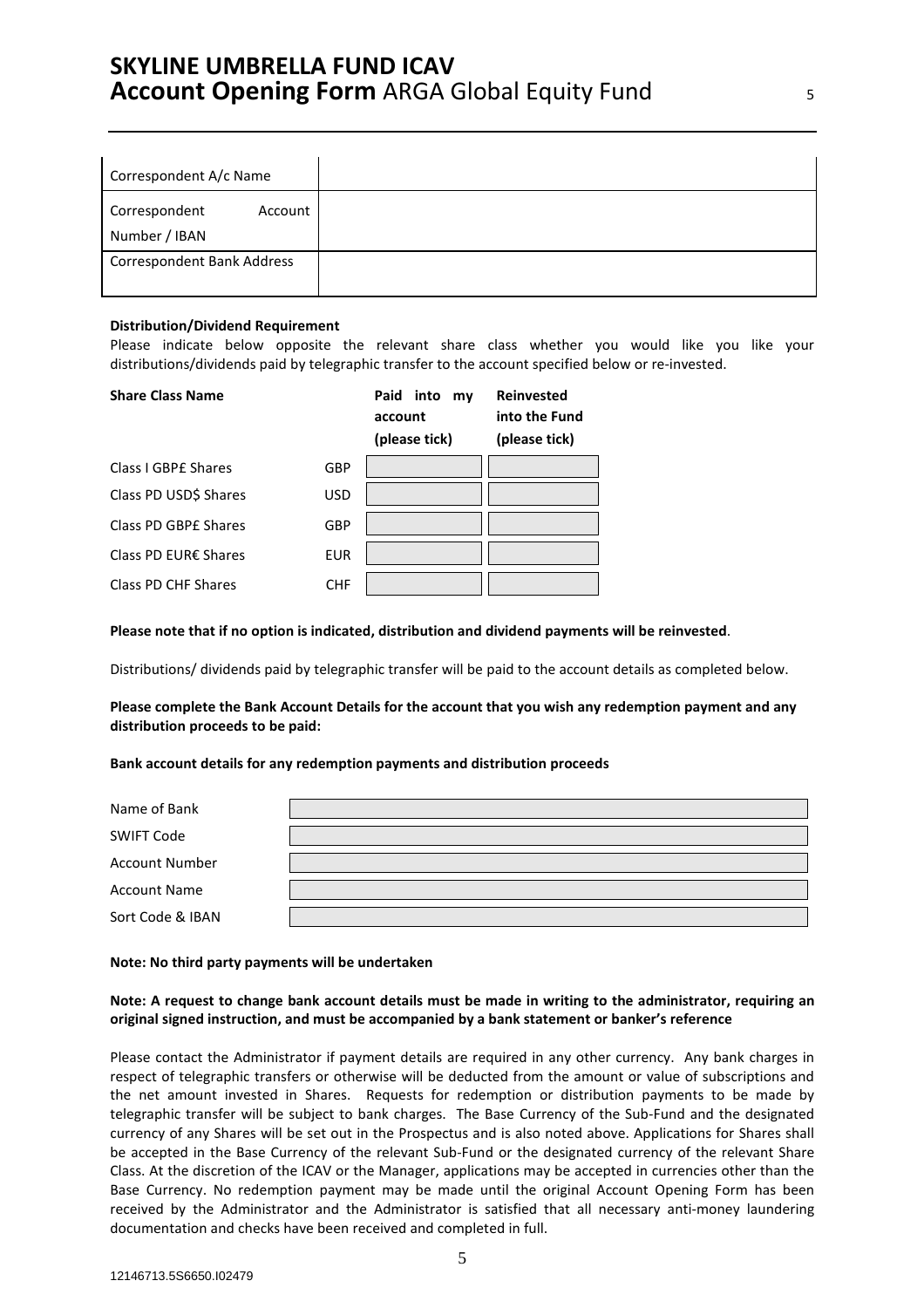| Correspondent A/c Name | |
|---|---|
| Correspondent Account Number / IBAN | |
| Correspondent Bank Address | |

**Distribution/Dividend Requirement**

Please indicate below opposite the relevant share class whether you would like you like your distributions/dividends paid by telegraphic transfer to the account specified below or re-invested.

| Share Class Name | | Paid into my account (please tick) | Reinvested into the Fund (please tick) |
|---|---|---|---|
| Class I GBP£ Shares | GBP | | |
| Class PD USD$ Shares | USD | | |
| Class PD GBP£ Shares | GBP | | |
| Class PD EUR€ Shares | EUR | | |
| Class PD CHF Shares | CHF | | |

**Please note that if no option is indicated, distribution and dividend payments will be reinvested**.

Distributions/ dividends paid by telegraphic transfer will be paid to the account details as completed below.

**Please complete the Bank Account Details for the account that you wish any redemption payment and any distribution proceeds to be paid:**

**Bank account details for any redemption payments and distribution proceeds**

| Name of Bank | |
|---|---|
| SWIFT Code | |
| Account Number | |
| Account Name | |
| Sort Code & IBAN | |

**Note: No third party payments will be undertaken**

**Note: A request to change bank account details must be made in writing to the administrator, requiring an original signed instruction, and must be accompanied by a bank statement or banker's reference**

Please contact the Administrator if payment details are required in any other currency. Any bank charges in respect of telegraphic transfers or otherwise will be deducted from the amount or value of subscriptions and the net amount invested in Shares. Requests for redemption or distribution payments to be made by telegraphic transfer will be subject to bank charges. The Base Currency of the Sub-Fund and the designated currency of any Shares will be set out in the Prospectus and is also noted above. Applications for Shares shall be accepted in the Base Currency of the relevant Sub-Fund or the designated currency of the relevant Share Class. At the discretion of the ICAV or the Manager, applications may be accepted in currencies other than the Base Currency. No redemption payment may be made until the original Account Opening Form has been received by the Administrator and the Administrator is satisfied that all necessary anti-money laundering documentation and checks have been received and completed in full.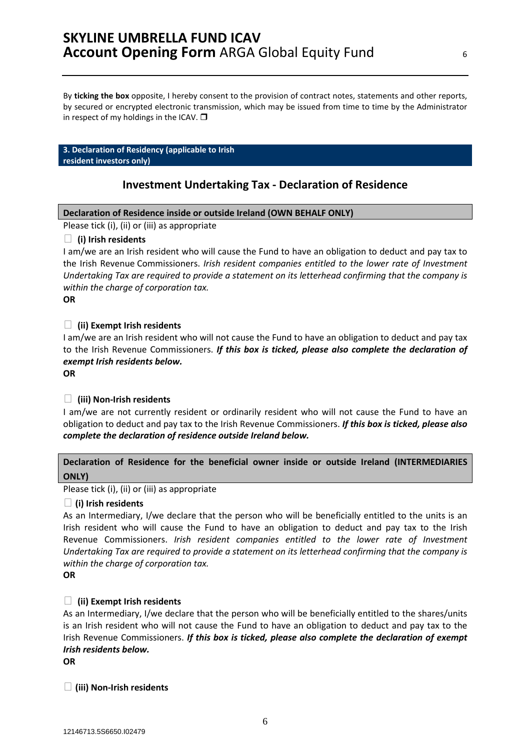By **ticking the box** opposite, I hereby consent to the provision of contract notes, statements and other reports, by secured or encrypted electronic transmission, which may be issued from time to time by the Administrator in respect of my holdings in the ICAV. ❐

## 3. Declaration of Residency (applicable to Irish resident investors only)

## Investment Undertaking Tax - Declaration of Residence

### Declaration of Residence inside or outside Ireland (OWN BEHALF ONLY)

Please tick (i), (ii) or (iii) as appropriate

☐ **(i) Irish residents**

I am/we are an Irish resident who will cause the Fund to have an obligation to deduct and pay tax to the Irish Revenue Commissioners. *Irish resident companies entitled to the lower rate of Investment Undertaking Tax are required to provide a statement on its letterhead confirming that the company is within the charge of corporation tax.*

**OR**

☐ **(ii) Exempt Irish residents**

I am/we are an Irish resident who will not cause the Fund to have an obligation to deduct and pay tax to the Irish Revenue Commissioners. ***If this box is ticked, please also complete the declaration of exempt Irish residents below.***

**OR**

☐ **(iii) Non-Irish residents**

I am/we are not currently resident or ordinarily resident who will not cause the Fund to have an obligation to deduct and pay tax to the Irish Revenue Commissioners. ***If this box is ticked, please also complete the declaration of residence outside Ireland below.***

### Declaration of Residence for the beneficial owner inside or outside Ireland (INTERMEDIARIES ONLY)

Please tick (i), (ii) or (iii) as appropriate

☐ **(i) Irish residents**

As an Intermediary, I/we declare that the person who will be beneficially entitled to the units is an Irish resident who will cause the Fund to have an obligation to deduct and pay tax to the Irish Revenue Commissioners. *Irish resident companies entitled to the lower rate of Investment Undertaking Tax are required to provide a statement on its letterhead confirming that the company is within the charge of corporation tax.*

**OR**

☐ **(ii) Exempt Irish residents**

As an Intermediary, I/we declare that the person who will be beneficially entitled to the shares/units is an Irish resident who will not cause the Fund to have an obligation to deduct and pay tax to the Irish Revenue Commissioners. ***If this box is ticked, please also complete the declaration of exempt Irish residents below.***

**OR**

☐ **(iii) Non-Irish residents**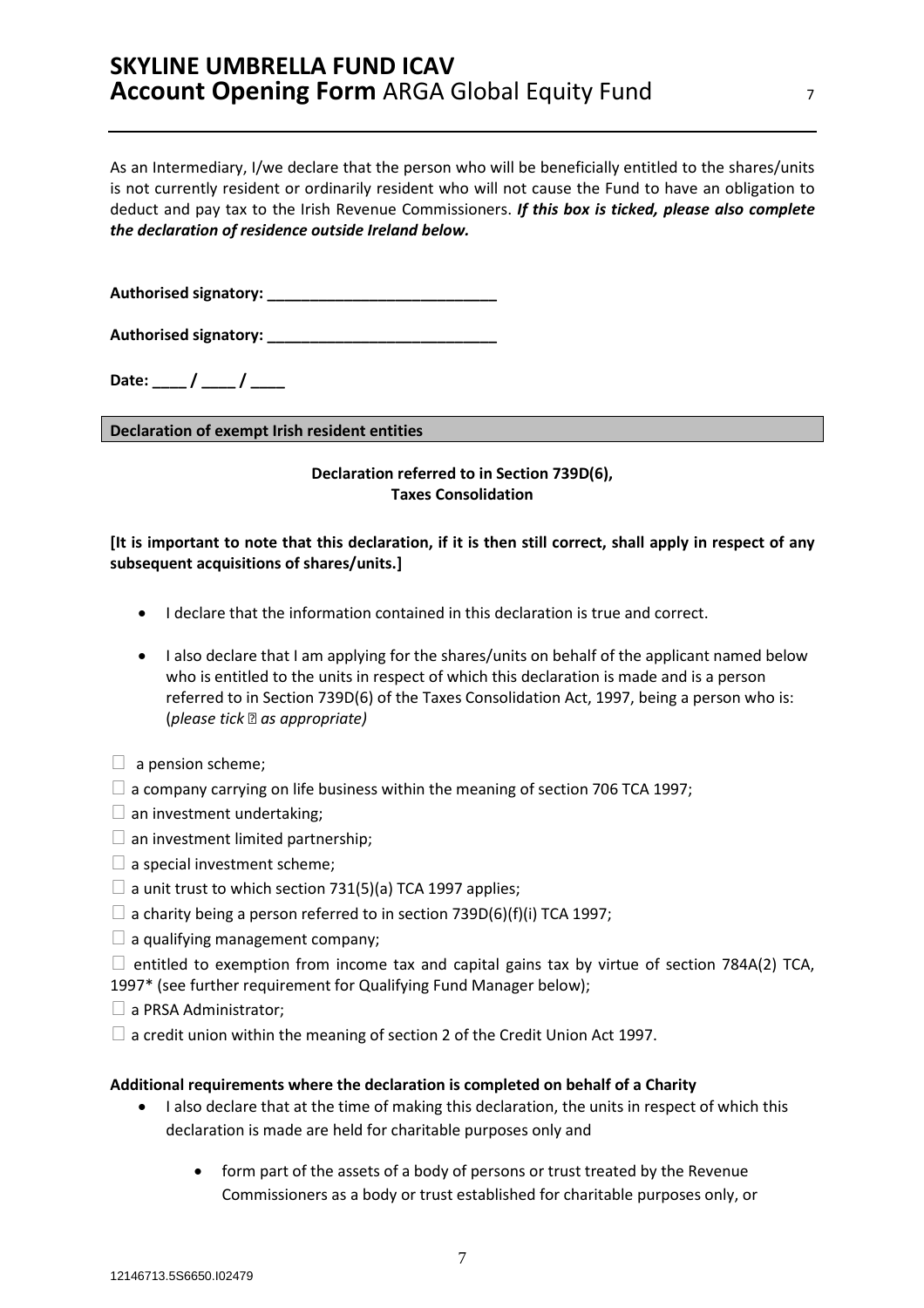As an Intermediary, I/we declare that the person who will be beneficially entitled to the shares/units is not currently resident or ordinarily resident who will not cause the Fund to have an obligation to deduct and pay tax to the Irish Revenue Commissioners. ***If this box is ticked, please also complete the declaration of residence outside Ireland below.***

**Authorised signatory: ___________________________**

**Authorised signatory: ___________________________**

**Date: ____ / ____ / ____**

**Declaration of exempt Irish resident entities**

**Declaration referred to in Section 739D(6), Taxes Consolidation**

**[It is important to note that this declaration, if it is then still correct, shall apply in respect of any subsequent acquisitions of shares/units.]**

- I declare that the information contained in this declaration is true and correct.
- I also declare that I am applying for the shares/units on behalf of the applicant named below who is entitled to the units in respect of which this declaration is made and is a person referred to in Section 739D(6) of the Taxes Consolidation Act, 1997, being a person who is: (*please tick ☐ as appropriate)*

☐ a pension scheme;

☐ a company carrying on life business within the meaning of section 706 TCA 1997;

☐ an investment undertaking;

☐ an investment limited partnership;

☐ a special investment scheme;

☐ a unit trust to which section 731(5)(a) TCA 1997 applies;

☐ a charity being a person referred to in section 739D(6)(f)(i) TCA 1997;

☐ a qualifying management company;

☐ entitled to exemption from income tax and capital gains tax by virtue of section 784A(2) TCA, 1997* (see further requirement for Qualifying Fund Manager below);

☐ a PRSA Administrator;

☐ a credit union within the meaning of section 2 of the Credit Union Act 1997.

**Additional requirements where the declaration is completed on behalf of a Charity**

- I also declare that at the time of making this declaration, the units in respect of which this declaration is made are held for charitable purposes only and
    - form part of the assets of a body of persons or trust treated by the Revenue Commissioners as a body or trust established for charitable purposes only, or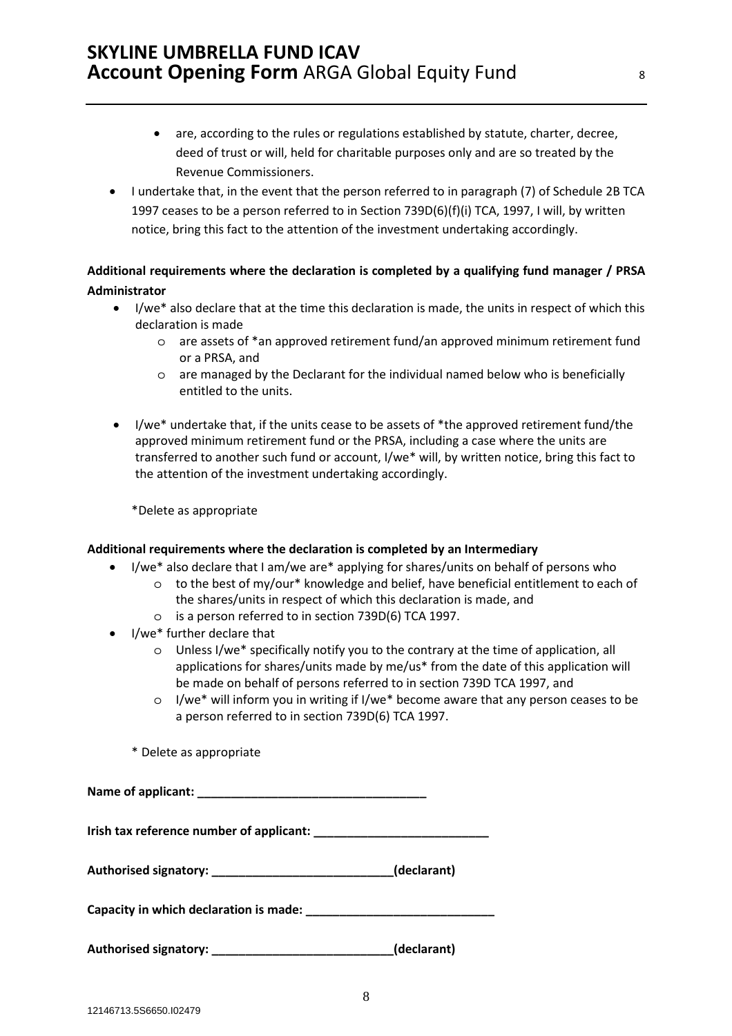- are, according to the rules or regulations established by statute, charter, decree, deed of trust or will, held for charitable purposes only and are so treated by the Revenue Commissioners.
- I undertake that, in the event that the person referred to in paragraph (7) of Schedule 2B TCA 1997 ceases to be a person referred to in Section 739D(6)(f)(i) TCA, 1997, I will, by written notice, bring this fact to the attention of the investment undertaking accordingly.

**Additional requirements where the declaration is completed by a qualifying fund manager / PRSA Administrator**

- I/we* also declare that at the time this declaration is made, the units in respect of which this declaration is made
  - are assets of *an approved retirement fund/an approved minimum retirement fund or a PRSA, and
  - are managed by the Declarant for the individual named below who is beneficially entitled to the units.
- I/we* undertake that, if the units cease to be assets of *the approved retirement fund/the approved minimum retirement fund or the PRSA, including a case where the units are transferred to another such fund or account, I/we* will, by written notice, bring this fact to the attention of the investment undertaking accordingly.

*Delete as appropriate

**Additional requirements where the declaration is completed by an Intermediary**

- I/we* also declare that I am/we are* applying for shares/units on behalf of persons who
  - to the best of my/our* knowledge and belief, have beneficial entitlement to each of the shares/units in respect of which this declaration is made, and
  - is a person referred to in section 739D(6) TCA 1997.
- I/we* further declare that
  - Unless I/we* specifically notify you to the contrary at the time of application, all applications for shares/units made by me/us* from the date of this application will be made on behalf of persons referred to in section 739D TCA 1997, and
  - I/we* will inform you in writing if I/we* become aware that any person ceases to be a person referred to in section 739D(6) TCA 1997.

* Delete as appropriate

**Name of applicant: ___________________________________**

**Irish tax reference number of applicant: __________________________**

**Authorised signatory: ___________________________(declarant)**

**Capacity in which declaration is made: ____________________________**

**Authorised signatory: ___________________________(declarant)**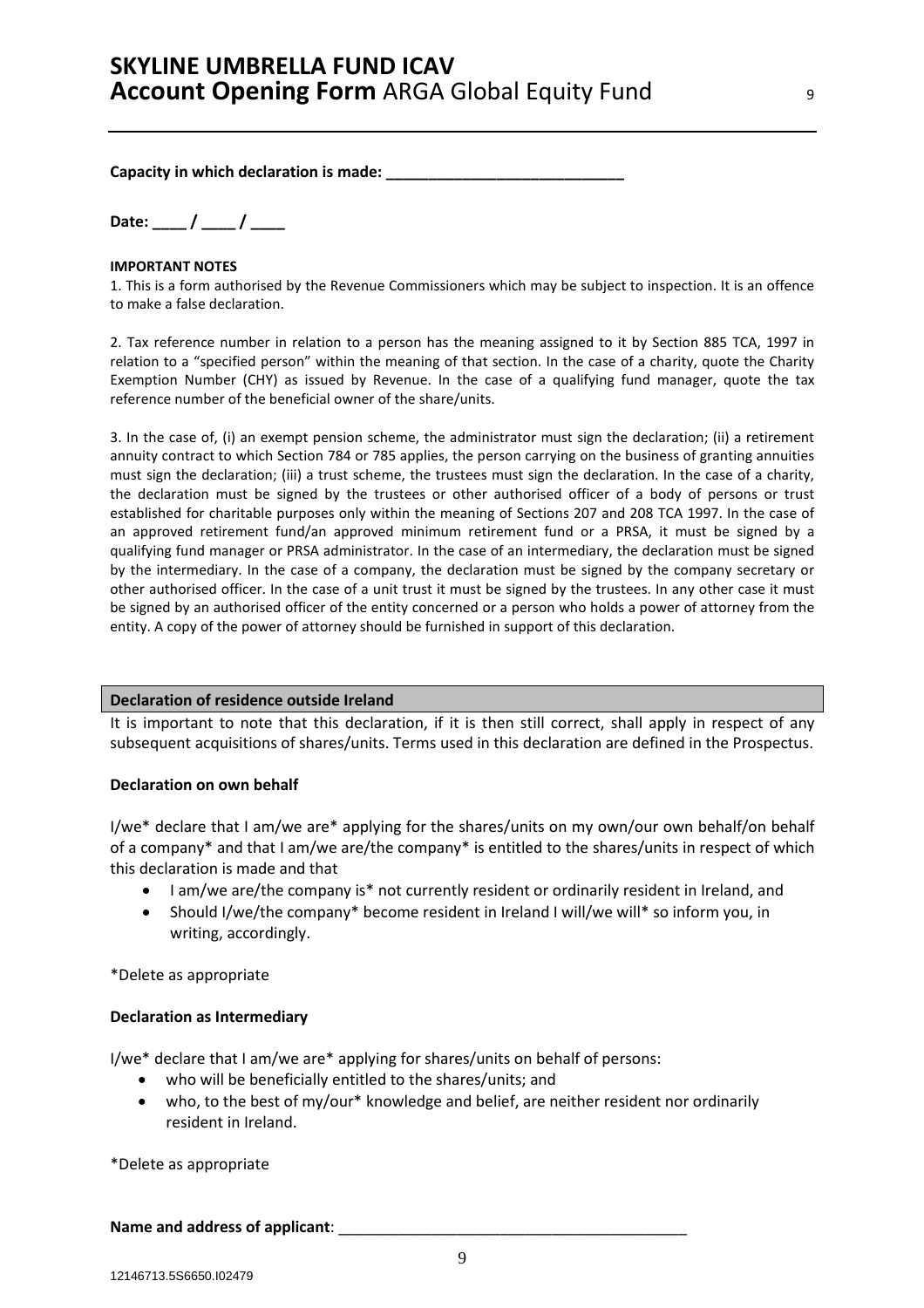**Capacity in which declaration is made: ___________________________**

**Date: ____ / ____ / ____**

**IMPORTANT NOTES**

1. This is a form authorised by the Revenue Commissioners which may be subject to inspection. It is an offence to make a false declaration.

2. Tax reference number in relation to a person has the meaning assigned to it by Section 885 TCA, 1997 in relation to a "specified person" within the meaning of that section. In the case of a charity, quote the Charity Exemption Number (CHY) as issued by Revenue. In the case of a qualifying fund manager, quote the tax reference number of the beneficial owner of the share/units.

3. In the case of, (i) an exempt pension scheme, the administrator must sign the declaration; (ii) a retirement annuity contract to which Section 784 or 785 applies, the person carrying on the business of granting annuities must sign the declaration; (iii) a trust scheme, the trustees must sign the declaration. In the case of a charity, the declaration must be signed by the trustees or other authorised officer of a body of persons or trust established for charitable purposes only within the meaning of Sections 207 and 208 TCA 1997. In the case of an approved retirement fund/an approved minimum retirement fund or a PRSA, it must be signed by a qualifying fund manager or PRSA administrator. In the case of an intermediary, the declaration must be signed by the intermediary. In the case of a company, the declaration must be signed by the company secretary or other authorised officer. In the case of a unit trust it must be signed by the trustees. In any other case it must be signed by an authorised officer of the entity concerned or a person who holds a power of attorney from the entity. A copy of the power of attorney should be furnished in support of this declaration.

## Declaration of residence outside Ireland

It is important to note that this declaration, if it is then still correct, shall apply in respect of any subsequent acquisitions of shares/units. Terms used in this declaration are defined in the Prospectus.

**Declaration on own behalf**

I/we* declare that I am/we are* applying for the shares/units on my own/our own behalf/on behalf of a company* and that I am/we are/the company* is entitled to the shares/units in respect of which this declaration is made and that

- I am/we are/the company is* not currently resident or ordinarily resident in Ireland, and
- Should I/we/the company* become resident in Ireland I will/we will* so inform you, in writing, accordingly.

*Delete as appropriate

**Declaration as Intermediary**

I/we* declare that I am/we are* applying for shares/units on behalf of persons:

- who will be beneficially entitled to the shares/units; and
- who, to the best of my/our* knowledge and belief, are neither resident nor ordinarily resident in Ireland.

*Delete as appropriate

**Name and address of applicant**: ___________________________________________

12146713.5S6650.I02479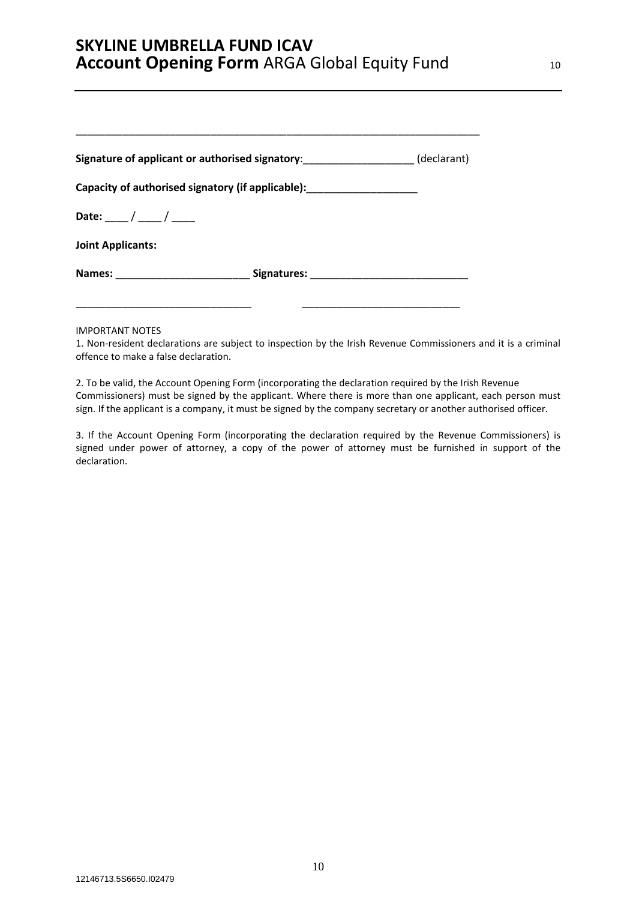\_\_\_\_\_\_\_\_\_\_\_\_\_\_\_\_\_\_\_\_\_\_\_\_\_\_\_\_\_\_\_\_\_\_\_\_\_\_\_\_\_\_\_\_\_\_\_\_\_\_\_\_\_\_\_\_\_\_\_\_\_\_\_\_\_\_\_\_\_\_

**Signature of applicant or authorised signatory**:\_\_\_\_\_\_\_\_\_\_\_\_\_\_\_\_\_\_\_ (declarant)

**Capacity of authorised signatory (if applicable):**\_\_\_\_\_\_\_\_\_\_\_\_\_\_\_\_\_\_\_

**Date:** \_\_\_\_ / \_\_\_\_ / \_\_\_\_

**Joint Applicants:**

**Names:** \_\_\_\_\_\_\_\_\_\_\_\_\_\_\_\_\_\_\_\_\_\_\_\_ **Signatures:** \_\_\_\_\_\_\_\_\_\_\_\_\_\_\_\_\_\_\_\_\_\_\_\_\_\_\_\_

\_\_\_\_\_\_\_\_\_\_\_\_\_\_\_\_\_\_\_\_\_\_\_\_\_\_\_\_\_\_\_ \_\_\_\_\_\_\_\_\_\_\_\_\_\_\_\_\_\_\_\_\_\_\_\_\_\_\_\_

IMPORTANT NOTES

1. Non-resident declarations are subject to inspection by the Irish Revenue Commissioners and it is a criminal offence to make a false declaration.

2. To be valid, the Account Opening Form (incorporating the declaration required by the Irish Revenue Commissioners) must be signed by the applicant. Where there is more than one applicant, each person must sign. If the applicant is a company, it must be signed by the company secretary or another authorised officer.

3. If the Account Opening Form (incorporating the declaration required by the Revenue Commissioners) is signed under power of attorney, a copy of the power of attorney must be furnished in support of the declaration.

12146713.5S6650.I02479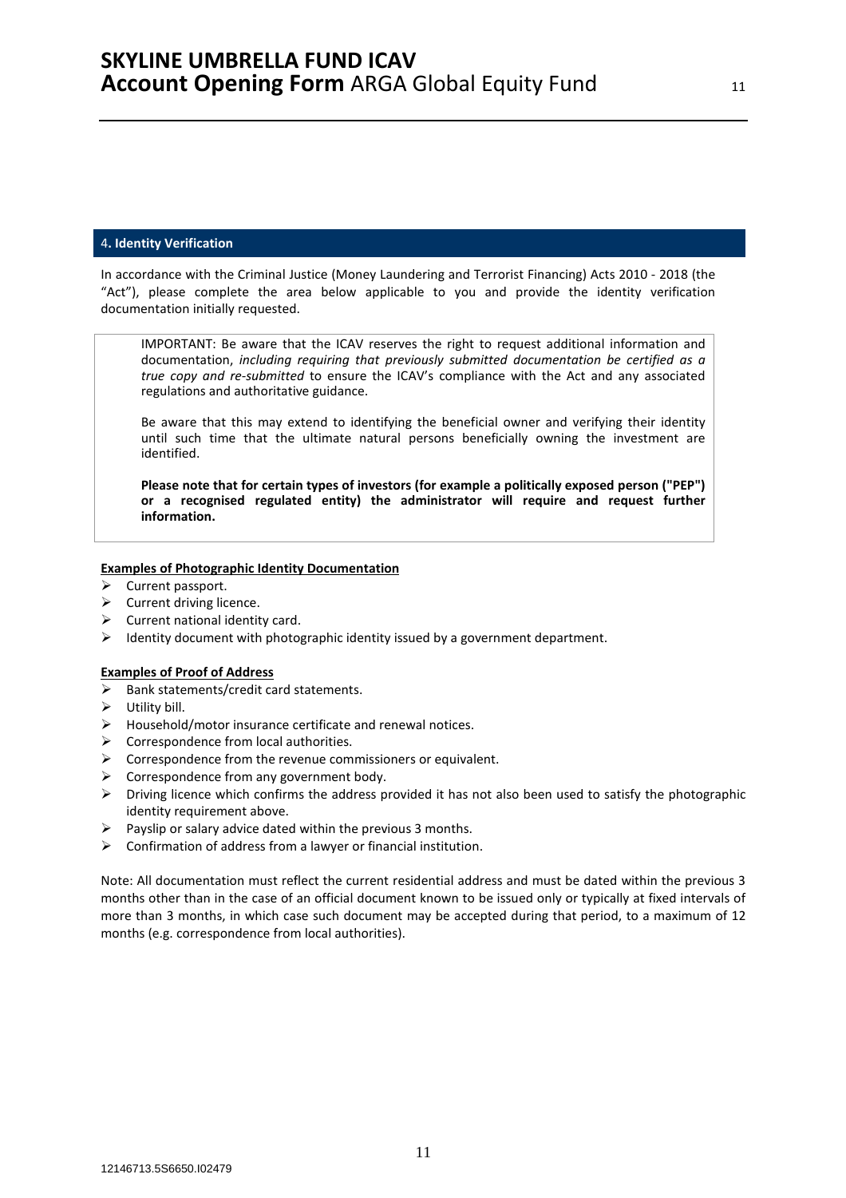## 4. Identity Verification

In accordance with the Criminal Justice (Money Laundering and Terrorist Financing) Acts 2010 - 2018 (the "Act"), please complete the area below applicable to you and provide the identity verification documentation initially requested.

> IMPORTANT: Be aware that the ICAV reserves the right to request additional information and documentation, *including requiring that previously submitted documentation be certified as a true copy and re-submitted* to ensure the ICAV's compliance with the Act and any associated regulations and authoritative guidance.
>
> Be aware that this may extend to identifying the beneficial owner and verifying their identity until such time that the ultimate natural persons beneficially owning the investment are identified.
>
> **Please note that for certain types of investors (for example a politically exposed person ("PEP") or a recognised regulated entity) the administrator will require and request further information.**

**Examples of Photographic Identity Documentation**

- Current passport.
- Current driving licence.
- Current national identity card.
- Identity document with photographic identity issued by a government department.

**Examples of Proof of Address**

- Bank statements/credit card statements.
- Utility bill.
- Household/motor insurance certificate and renewal notices.
- Correspondence from local authorities.
- Correspondence from the revenue commissioners or equivalent.
- Correspondence from any government body.
- Driving licence which confirms the address provided it has not also been used to satisfy the photographic identity requirement above.
- Payslip or salary advice dated within the previous 3 months.
- Confirmation of address from a lawyer or financial institution.

Note: All documentation must reflect the current residential address and must be dated within the previous 3 months other than in the case of an official document known to be issued only or typically at fixed intervals of more than 3 months, in which case such document may be accepted during that period, to a maximum of 12 months (e.g. correspondence from local authorities).

12146713.5S6650.I02479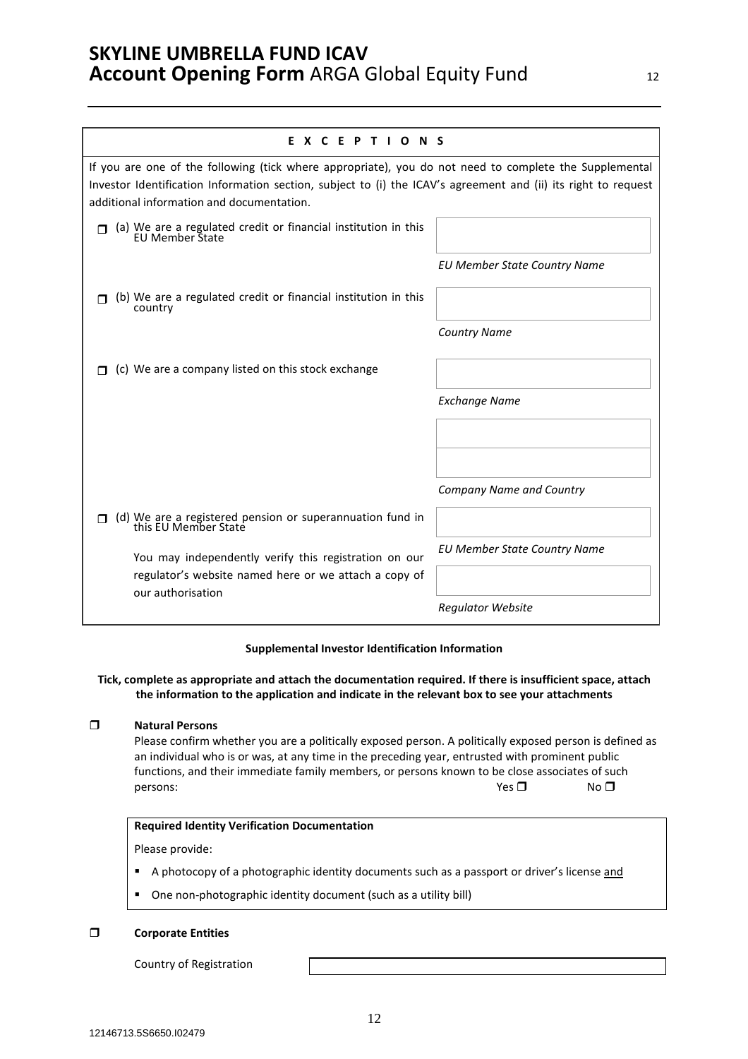## E X C E P T I O N S

If you are one of the following (tick where appropriate), you do not need to complete the Supplemental Investor Identification Information section, subject to (i) the ICAV's agreement and (ii) its right to request additional information and documentation.

| | |
|---|---|
| ❒ (a) We are a regulated credit or financial institution in this EU Member State | *EU Member State Country Name* |
| ❒ (b) We are a regulated credit or financial institution in this country | *Country Name* |
| ❒ (c) We are a company listed on this stock exchange | *Exchange Name* |
| | *Company Name and Country* |
| ❒ (d) We are a registered pension or superannuation fund in this EU Member State | *EU Member State Country Name* |
| You may independently verify this registration on our regulator's website named here or we attach a copy of our authorisation | *Regulator Website* |

**Supplemental Investor Identification Information**

**Tick, complete as appropriate and attach the documentation required. If there is insufficient space, attach the information to the application and indicate in the relevant box to see your attachments**

❒ **Natural Persons**

Please confirm whether you are a politically exposed person. A politically exposed person is defined as an individual who is or was, at any time in the preceding year, entrusted with prominent public functions, and their immediate family members, or persons known to be close associates of such persons: Yes ❒ No ❒

**Required Identity Verification Documentation**

Please provide:

- A photocopy of a photographic identity documents such as a passport or driver's license and
- One non-photographic identity document (such as a utility bill)

❒ **Corporate Entities**

Country of Registration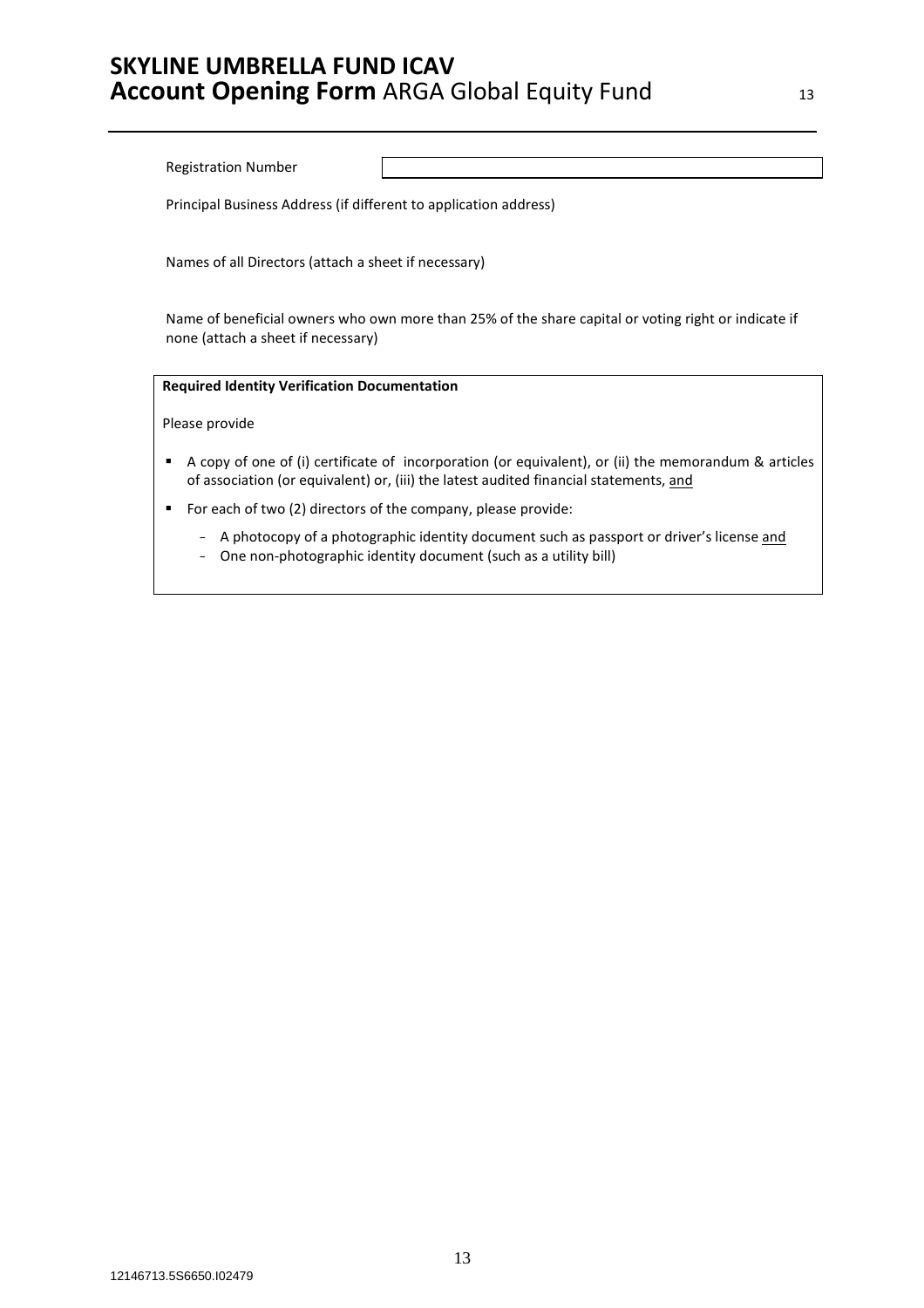Registration Number

Principal Business Address (if different to application address)

Names of all Directors (attach a sheet if necessary)

Name of beneficial owners who own more than 25% of the share capital or voting right or indicate if none (attach a sheet if necessary)

**Required Identity Verification Documentation**

Please provide

- A copy of one of (i) certificate of incorporation (or equivalent), or (ii) the memorandum & articles of association (or equivalent) or, (iii) the latest audited financial statements, and
- For each of two (2) directors of the company, please provide:
  - A photocopy of a photographic identity document such as passport or driver's license and
  - One non-photographic identity document (such as a utility bill)

12146713.5S6650.I02479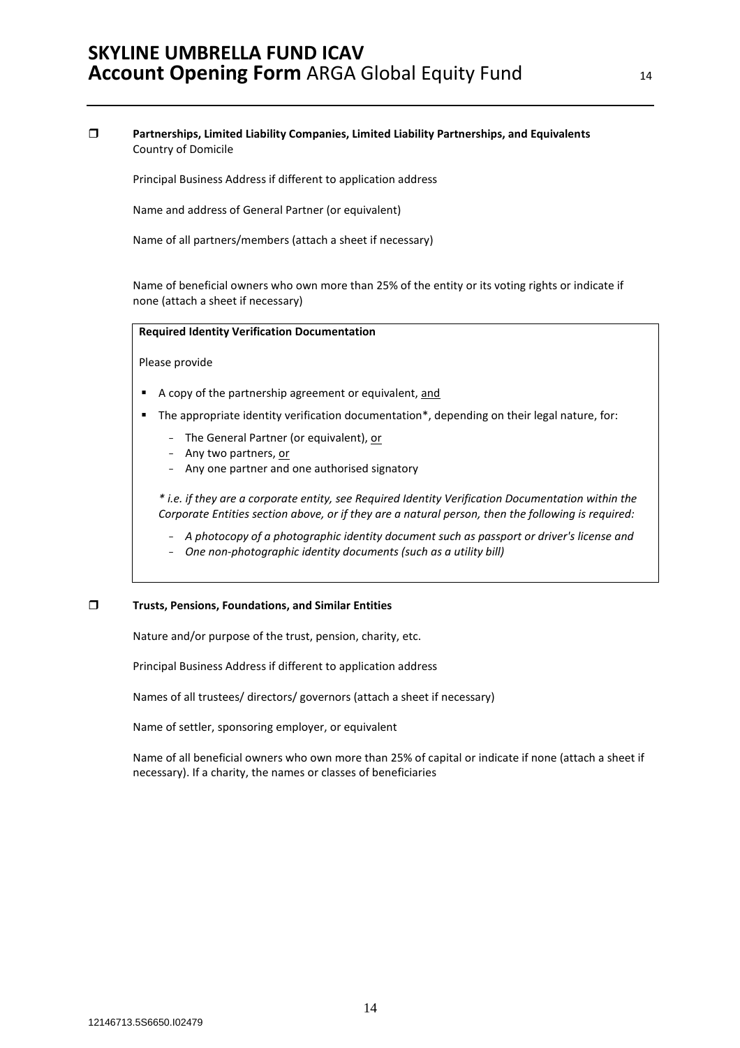☐ **Partnerships, Limited Liability Companies, Limited Liability Partnerships, and Equivalents**
Country of Domicile

Principal Business Address if different to application address

Name and address of General Partner (or equivalent)

Name of all partners/members (attach a sheet if necessary)

Name of beneficial owners who own more than 25% of the entity or its voting rights or indicate if none (attach a sheet if necessary)

**Required Identity Verification Documentation**

Please provide

- A copy of the partnership agreement or equivalent, <u>and</u>
- The appropriate identity verification documentation*, depending on their legal nature, for:
  - The General Partner (or equivalent), <u>or</u>
  - Any two partners, <u>or</u>
  - Any one partner and one authorised signatory

*\* i.e. if they are a corporate entity, see Required Identity Verification Documentation within the Corporate Entities section above, or if they are a natural person, then the following is required:*

- *A photocopy of a photographic identity document such as passport or driver's license and*
- *One non-photographic identity documents (such as a utility bill)*

☐ **Trusts, Pensions, Foundations, and Similar Entities**

Nature and/or purpose of the trust, pension, charity, etc.

Principal Business Address if different to application address

Names of all trustees/ directors/ governors (attach a sheet if necessary)

Name of settler, sponsoring employer, or equivalent

Name of all beneficial owners who own more than 25% of capital or indicate if none (attach a sheet if necessary). If a charity, the names or classes of beneficiaries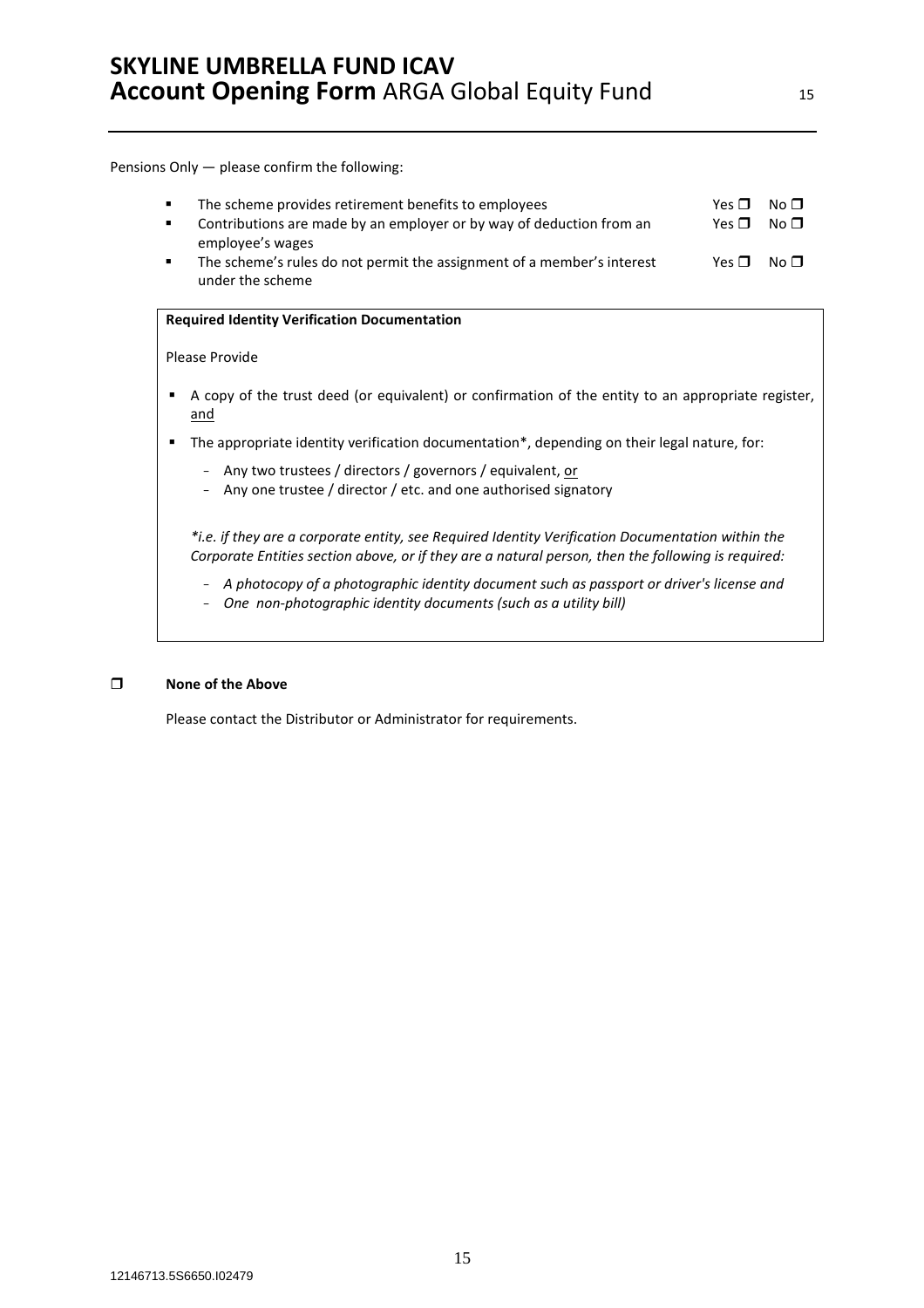Pensions Only — please confirm the following:

- The scheme provides retirement benefits to employees — Yes ❒ No ❒
- Contributions are made by an employer or by way of deduction from an employee's wages — Yes ❒ No ❒
- The scheme's rules do not permit the assignment of a member's interest under the scheme — Yes ❒ No ❒

**Required Identity Verification Documentation**

Please Provide

- A copy of the trust deed (or equivalent) or confirmation of the entity to an appropriate register, and
- The appropriate identity verification documentation*, depending on their legal nature, for:
  - Any two trustees / directors / governors / equivalent, or
  - Any one trustee / director / etc. and one authorised signatory

*\*i.e. if they are a corporate entity, see Required Identity Verification Documentation within the Corporate Entities section above, or if they are a natural person, then the following is required:*

- *A photocopy of a photographic identity document such as passport or driver's license and*
- *One non-photographic identity documents (such as a utility bill)*

❒ **None of the Above**

Please contact the Distributor or Administrator for requirements.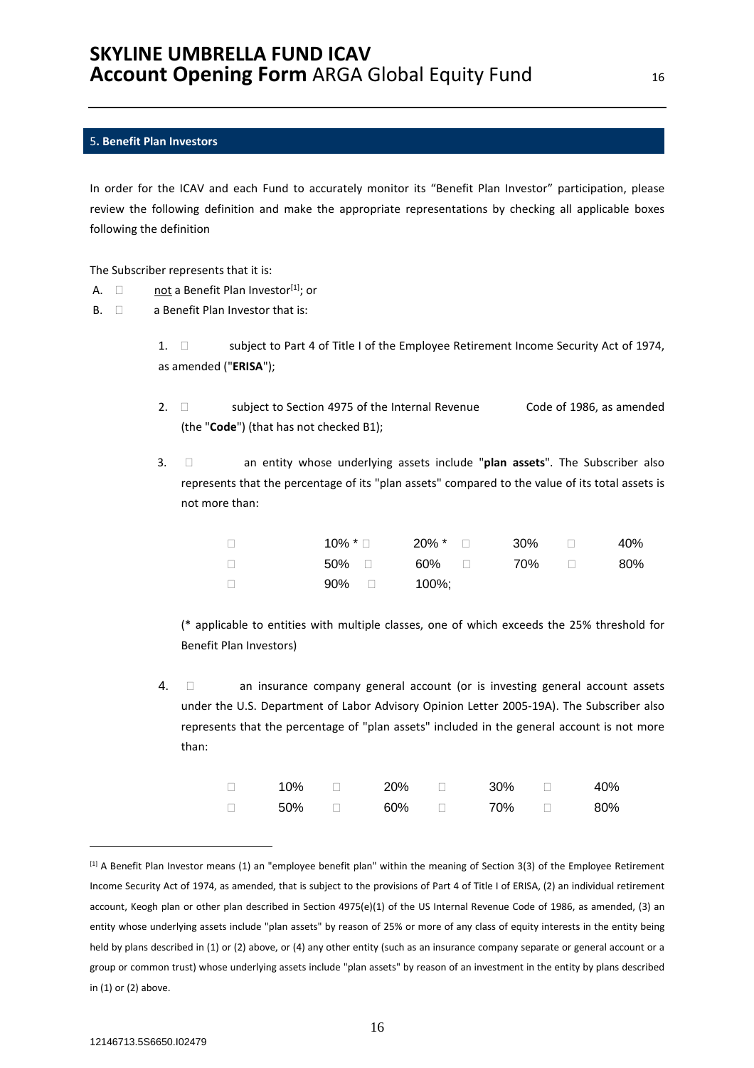## 5. Benefit Plan Investors

In order for the ICAV and each Fund to accurately monitor its "Benefit Plan Investor" participation, please review the following definition and make the appropriate representations by checking all applicable boxes following the definition

The Subscriber represents that it is:

A. ☐ not a Benefit Plan Investor[1]; or

B. ☐ a Benefit Plan Investor that is:

1. ☐ subject to Part 4 of Title I of the Employee Retirement Income Security Act of 1974, as amended ("**ERISA**");

2. ☐ subject to Section 4975 of the Internal Revenue Code of 1986, as amended (the "**Code**") (that has not checked B1);

3. ☐ an entity whose underlying assets include "**plan assets**". The Subscriber also represents that the percentage of its "plan assets" compared to the value of its total assets is not more than:

| | | | |
|---|---|---|---|
| ☐ 10% * | ☐ 20% * | ☐ 30% | ☐ 40% |
| ☐ 50% | ☐ 60% | ☐ 70% | ☐ 80% |
| ☐ 90% | ☐ 100%; | | |

(* applicable to entities with multiple classes, one of which exceeds the 25% threshold for Benefit Plan Investors)

4. ☐ an insurance company general account (or is investing general account assets under the U.S. Department of Labor Advisory Opinion Letter 2005-19A). The Subscriber also represents that the percentage of "plan assets" included in the general account is not more than:

| | | | |
|---|---|---|---|
| ☐ 10% | ☐ 20% | ☐ 30% | ☐ 40% |
| ☐ 50% | ☐ 60% | ☐ 70% | ☐ 80% |

---

[1] A Benefit Plan Investor means (1) an "employee benefit plan" within the meaning of Section 3(3) of the Employee Retirement Income Security Act of 1974, as amended, that is subject to the provisions of Part 4 of Title I of ERISA, (2) an individual retirement account, Keogh plan or other plan described in Section 4975(e)(1) of the US Internal Revenue Code of 1986, as amended, (3) an entity whose underlying assets include "plan assets" by reason of 25% or more of any class of equity interests in the entity being held by plans described in (1) or (2) above, or (4) any other entity (such as an insurance company separate or general account or a group or common trust) whose underlying assets include "plan assets" by reason of an investment in the entity by plans described in (1) or (2) above.

12146713.5S6650.I02479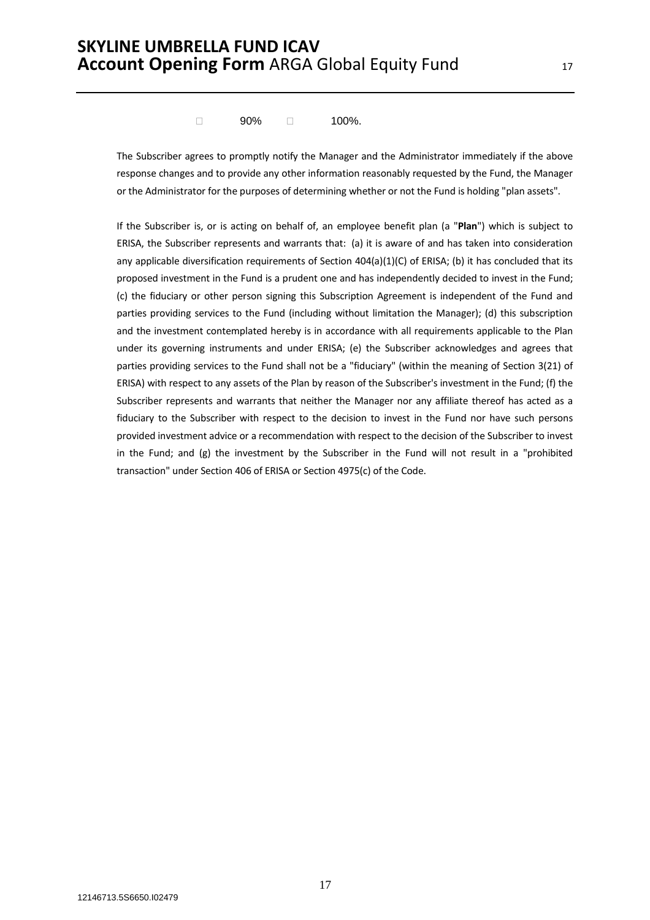☐ 90% ☐ 100%.

The Subscriber agrees to promptly notify the Manager and the Administrator immediately if the above response changes and to provide any other information reasonably requested by the Fund, the Manager or the Administrator for the purposes of determining whether or not the Fund is holding "plan assets".

If the Subscriber is, or is acting on behalf of, an employee benefit plan (a "**Plan**") which is subject to ERISA, the Subscriber represents and warrants that: (a) it is aware of and has taken into consideration any applicable diversification requirements of Section 404(a)(1)(C) of ERISA; (b) it has concluded that its proposed investment in the Fund is a prudent one and has independently decided to invest in the Fund; (c) the fiduciary or other person signing this Subscription Agreement is independent of the Fund and parties providing services to the Fund (including without limitation the Manager); (d) this subscription and the investment contemplated hereby is in accordance with all requirements applicable to the Plan under its governing instruments and under ERISA; (e) the Subscriber acknowledges and agrees that parties providing services to the Fund shall not be a "fiduciary" (within the meaning of Section 3(21) of ERISA) with respect to any assets of the Plan by reason of the Subscriber's investment in the Fund; (f) the Subscriber represents and warrants that neither the Manager nor any affiliate thereof has acted as a fiduciary to the Subscriber with respect to the decision to invest in the Fund nor have such persons provided investment advice or a recommendation with respect to the decision of the Subscriber to invest in the Fund; and (g) the investment by the Subscriber in the Fund will not result in a "prohibited transaction" under Section 406 of ERISA or Section 4975(c) of the Code.

12146713.5S6650.I02479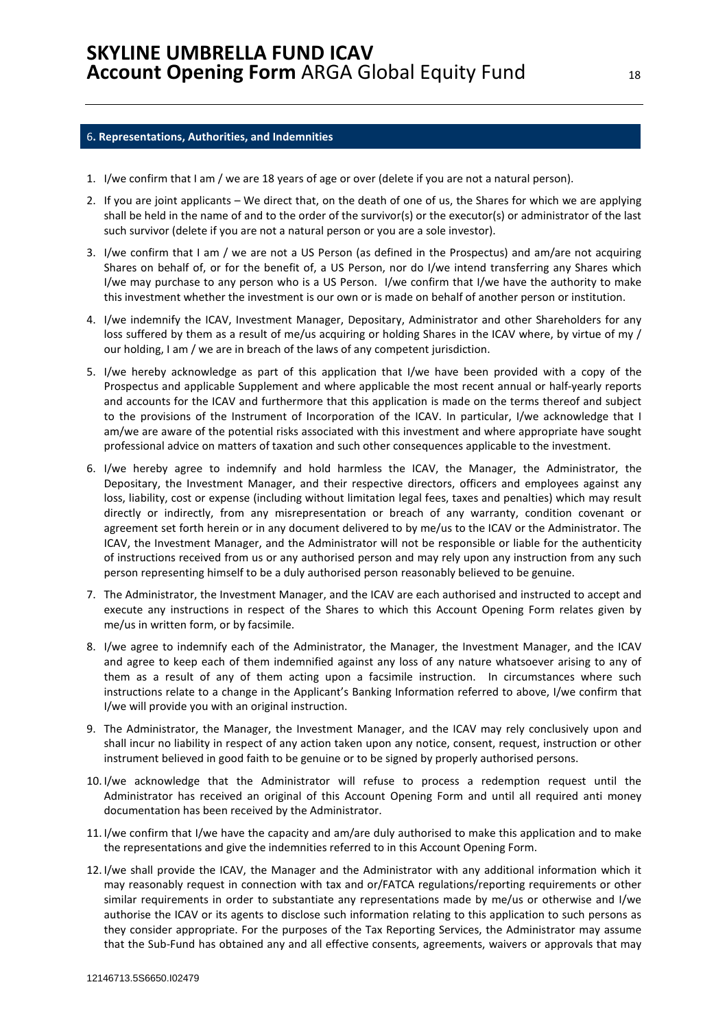## 6. Representations, Authorities, and Indemnities

1. I/we confirm that I am / we are 18 years of age or over (delete if you are not a natural person).
2. If you are joint applicants – We direct that, on the death of one of us, the Shares for which we are applying shall be held in the name of and to the order of the survivor(s) or the executor(s) or administrator of the last such survivor (delete if you are not a natural person or you are a sole investor).
3. I/we confirm that I am / we are not a US Person (as defined in the Prospectus) and am/are not acquiring Shares on behalf of, or for the benefit of, a US Person, nor do I/we intend transferring any Shares which I/we may purchase to any person who is a US Person. I/we confirm that I/we have the authority to make this investment whether the investment is our own or is made on behalf of another person or institution.
4. I/we indemnify the ICAV, Investment Manager, Depositary, Administrator and other Shareholders for any loss suffered by them as a result of me/us acquiring or holding Shares in the ICAV where, by virtue of my / our holding, I am / we are in breach of the laws of any competent jurisdiction.
5. I/we hereby acknowledge as part of this application that I/we have been provided with a copy of the Prospectus and applicable Supplement and where applicable the most recent annual or half-yearly reports and accounts for the ICAV and furthermore that this application is made on the terms thereof and subject to the provisions of the Instrument of Incorporation of the ICAV. In particular, I/we acknowledge that I am/we are aware of the potential risks associated with this investment and where appropriate have sought professional advice on matters of taxation and such other consequences applicable to the investment.
6. I/we hereby agree to indemnify and hold harmless the ICAV, the Manager, the Administrator, the Depositary, the Investment Manager, and their respective directors, officers and employees against any loss, liability, cost or expense (including without limitation legal fees, taxes and penalties) which may result directly or indirectly, from any misrepresentation or breach of any warranty, condition covenant or agreement set forth herein or in any document delivered to by me/us to the ICAV or the Administrator. The ICAV, the Investment Manager, and the Administrator will not be responsible or liable for the authenticity of instructions received from us or any authorised person and may rely upon any instruction from any such person representing himself to be a duly authorised person reasonably believed to be genuine.
7. The Administrator, the Investment Manager, and the ICAV are each authorised and instructed to accept and execute any instructions in respect of the Shares to which this Account Opening Form relates given by me/us in written form, or by facsimile.
8. I/we agree to indemnify each of the Administrator, the Manager, the Investment Manager, and the ICAV and agree to keep each of them indemnified against any loss of any nature whatsoever arising to any of them as a result of any of them acting upon a facsimile instruction. In circumstances where such instructions relate to a change in the Applicant's Banking Information referred to above, I/we confirm that I/we will provide you with an original instruction.
9. The Administrator, the Manager, the Investment Manager, and the ICAV may rely conclusively upon and shall incur no liability in respect of any action taken upon any notice, consent, request, instruction or other instrument believed in good faith to be genuine or to be signed by properly authorised persons.
10. I/we acknowledge that the Administrator will refuse to process a redemption request until the Administrator has received an original of this Account Opening Form and until all required anti money documentation has been received by the Administrator.
11. I/we confirm that I/we have the capacity and am/are duly authorised to make this application and to make the representations and give the indemnities referred to in this Account Opening Form.
12. I/we shall provide the ICAV, the Manager and the Administrator with any additional information which it may reasonably request in connection with tax and or/FATCA regulations/reporting requirements or other similar requirements in order to substantiate any representations made by me/us or otherwise and I/we authorise the ICAV or its agents to disclose such information relating to this application to such persons as they consider appropriate. For the purposes of the Tax Reporting Services, the Administrator may assume that the Sub-Fund has obtained any and all effective consents, agreements, waivers or approvals that may

12146713.5S6650.I02479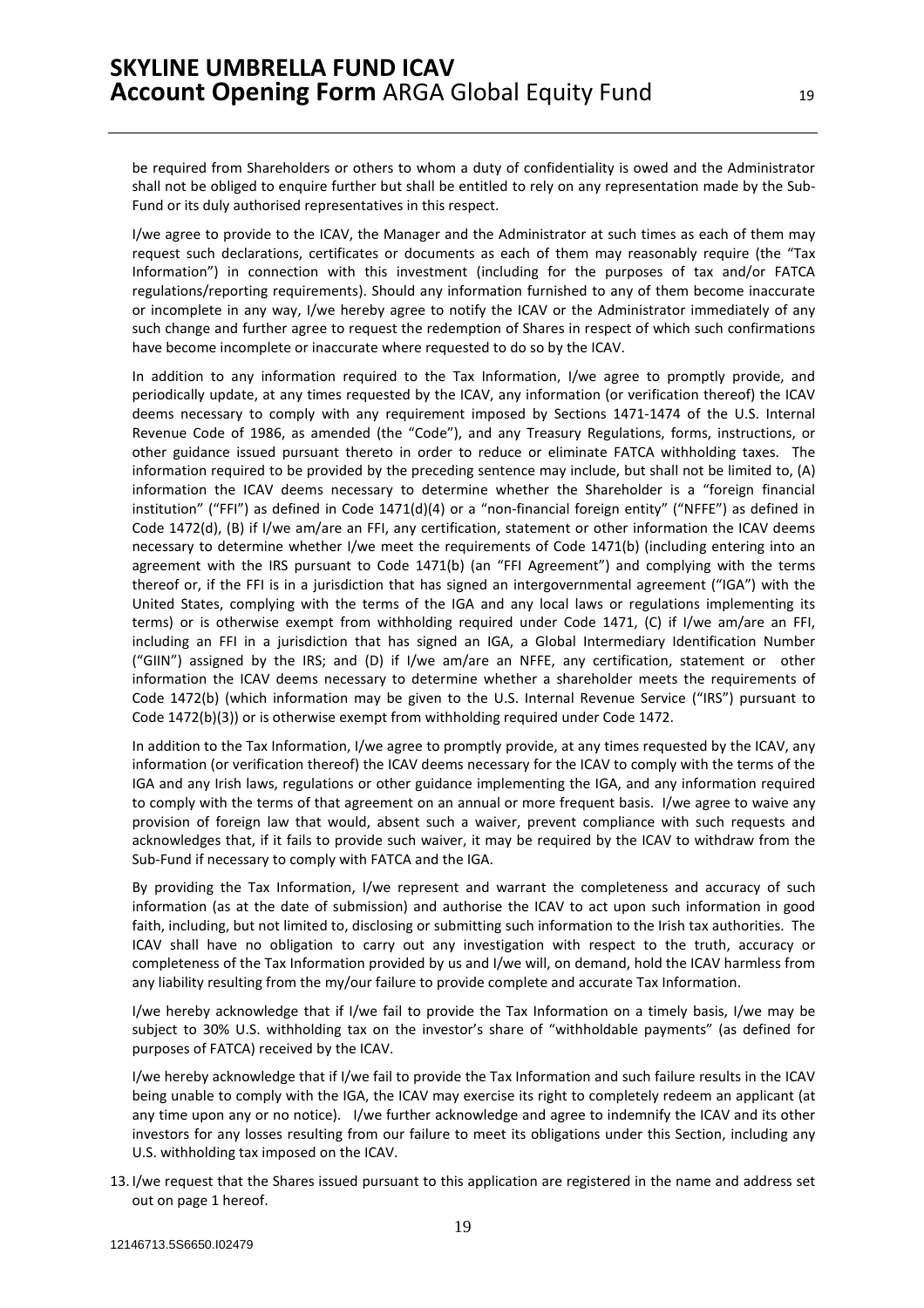be required from Shareholders or others to whom a duty of confidentiality is owed and the Administrator shall not be obliged to enquire further but shall be entitled to rely on any representation made by the Sub-Fund or its duly authorised representatives in this respect.

I/we agree to provide to the ICAV, the Manager and the Administrator at such times as each of them may request such declarations, certificates or documents as each of them may reasonably require (the "Tax Information") in connection with this investment (including for the purposes of tax and/or FATCA regulations/reporting requirements). Should any information furnished to any of them become inaccurate or incomplete in any way, I/we hereby agree to notify the ICAV or the Administrator immediately of any such change and further agree to request the redemption of Shares in respect of which such confirmations have become incomplete or inaccurate where requested to do so by the ICAV.

In addition to any information required to the Tax Information, I/we agree to promptly provide, and periodically update, at any times requested by the ICAV, any information (or verification thereof) the ICAV deems necessary to comply with any requirement imposed by Sections 1471-1474 of the U.S. Internal Revenue Code of 1986, as amended (the "Code"), and any Treasury Regulations, forms, instructions, or other guidance issued pursuant thereto in order to reduce or eliminate FATCA withholding taxes. The information required to be provided by the preceding sentence may include, but shall not be limited to, (A) information the ICAV deems necessary to determine whether the Shareholder is a "foreign financial institution" ("FFI") as defined in Code 1471(d)(4) or a "non-financial foreign entity" ("NFFE") as defined in Code 1472(d), (B) if I/we am/are an FFI, any certification, statement or other information the ICAV deems necessary to determine whether I/we meet the requirements of Code 1471(b) (including entering into an agreement with the IRS pursuant to Code 1471(b) (an "FFI Agreement") and complying with the terms thereof or, if the FFI is in a jurisdiction that has signed an intergovernmental agreement ("IGA") with the United States, complying with the terms of the IGA and any local laws or regulations implementing its terms) or is otherwise exempt from withholding required under Code 1471, (C) if I/we am/are an FFI, including an FFI in a jurisdiction that has signed an IGA, a Global Intermediary Identification Number ("GIIN") assigned by the IRS; and (D) if I/we am/are an NFFE, any certification, statement or other information the ICAV deems necessary to determine whether a shareholder meets the requirements of Code 1472(b) (which information may be given to the U.S. Internal Revenue Service ("IRS") pursuant to Code 1472(b)(3)) or is otherwise exempt from withholding required under Code 1472.

In addition to the Tax Information, I/we agree to promptly provide, at any times requested by the ICAV, any information (or verification thereof) the ICAV deems necessary for the ICAV to comply with the terms of the IGA and any Irish laws, regulations or other guidance implementing the IGA, and any information required to comply with the terms of that agreement on an annual or more frequent basis. I/we agree to waive any provision of foreign law that would, absent such a waiver, prevent compliance with such requests and acknowledges that, if it fails to provide such waiver, it may be required by the ICAV to withdraw from the Sub-Fund if necessary to comply with FATCA and the IGA.

By providing the Tax Information, I/we represent and warrant the completeness and accuracy of such information (as at the date of submission) and authorise the ICAV to act upon such information in good faith, including, but not limited to, disclosing or submitting such information to the Irish tax authorities. The ICAV shall have no obligation to carry out any investigation with respect to the truth, accuracy or completeness of the Tax Information provided by us and I/we will, on demand, hold the ICAV harmless from any liability resulting from the my/our failure to provide complete and accurate Tax Information.

I/we hereby acknowledge that if I/we fail to provide the Tax Information on a timely basis, I/we may be subject to 30% U.S. withholding tax on the investor's share of "withholdable payments" (as defined for purposes of FATCA) received by the ICAV.

I/we hereby acknowledge that if I/we fail to provide the Tax Information and such failure results in the ICAV being unable to comply with the IGA, the ICAV may exercise its right to completely redeem an applicant (at any time upon any or no notice). I/we further acknowledge and agree to indemnify the ICAV and its other investors for any losses resulting from our failure to meet its obligations under this Section, including any U.S. withholding tax imposed on the ICAV.

13. I/we request that the Shares issued pursuant to this application are registered in the name and address set out on page 1 hereof.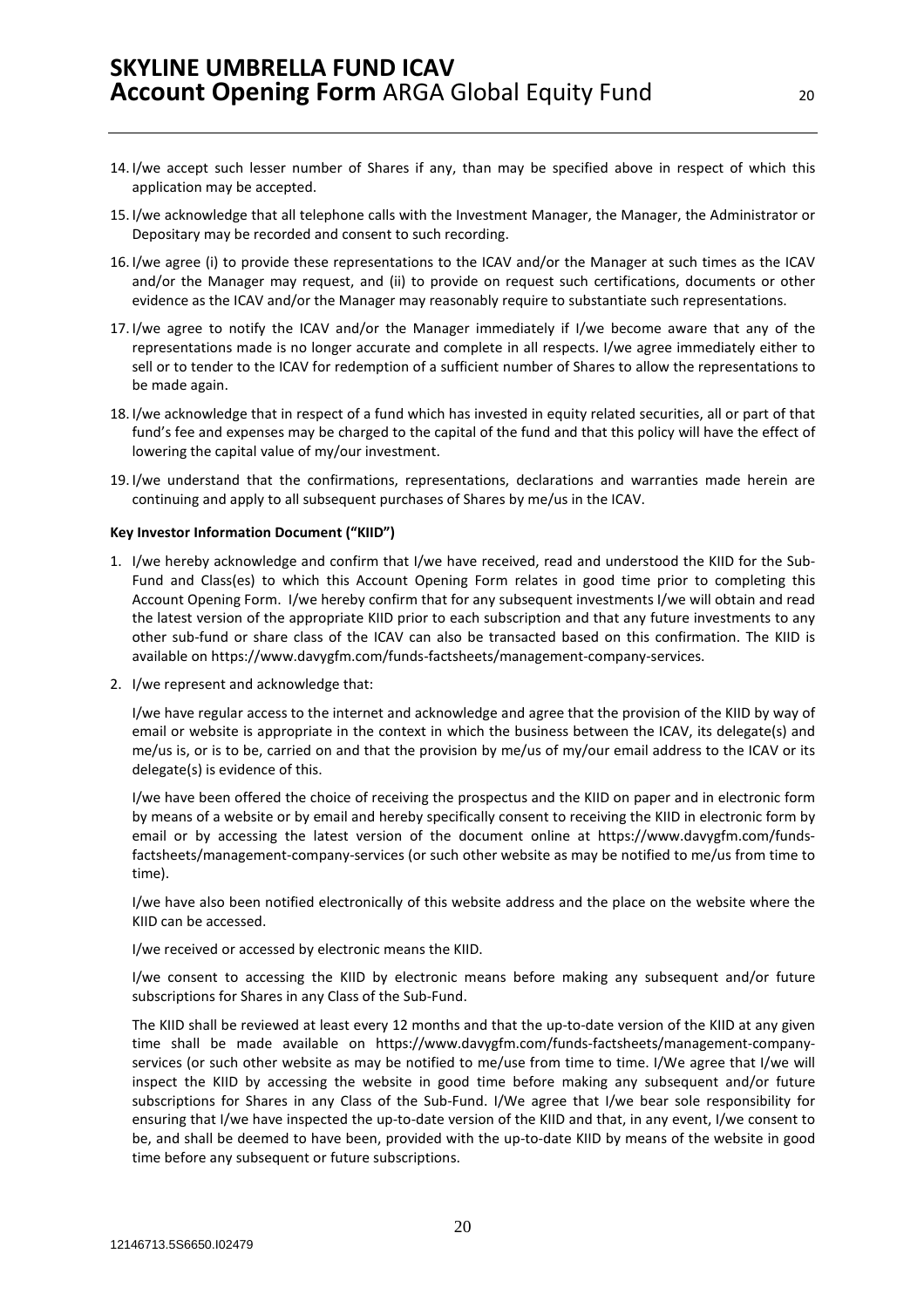14. I/we accept such lesser number of Shares if any, than may be specified above in respect of which this application may be accepted.

15. I/we acknowledge that all telephone calls with the Investment Manager, the Manager, the Administrator or Depositary may be recorded and consent to such recording.

16. I/we agree (i) to provide these representations to the ICAV and/or the Manager at such times as the ICAV and/or the Manager may request, and (ii) to provide on request such certifications, documents or other evidence as the ICAV and/or the Manager may reasonably require to substantiate such representations.

17. I/we agree to notify the ICAV and/or the Manager immediately if I/we become aware that any of the representations made is no longer accurate and complete in all respects. I/we agree immediately either to sell or to tender to the ICAV for redemption of a sufficient number of Shares to allow the representations to be made again.

18. I/we acknowledge that in respect of a fund which has invested in equity related securities, all or part of that fund's fee and expenses may be charged to the capital of the fund and that this policy will have the effect of lowering the capital value of my/our investment.

19. I/we understand that the confirmations, representations, declarations and warranties made herein are continuing and apply to all subsequent purchases of Shares by me/us in the ICAV.

**Key Investor Information Document ("KIID")**

1. I/we hereby acknowledge and confirm that I/we have received, read and understood the KIID for the Sub-Fund and Class(es) to which this Account Opening Form relates in good time prior to completing this Account Opening Form. I/we hereby confirm that for any subsequent investments I/we will obtain and read the latest version of the appropriate KIID prior to each subscription and that any future investments to any other sub-fund or share class of the ICAV can also be transacted based on this confirmation. The KIID is available on https://www.davygfm.com/funds-factsheets/management-company-services.

2. I/we represent and acknowledge that:

   I/we have regular access to the internet and acknowledge and agree that the provision of the KIID by way of email or website is appropriate in the context in which the business between the ICAV, its delegate(s) and me/us is, or is to be, carried on and that the provision by me/us of my/our email address to the ICAV or its delegate(s) is evidence of this.

   I/we have been offered the choice of receiving the prospectus and the KIID on paper and in electronic form by means of a website or by email and hereby specifically consent to receiving the KIID in electronic form by email or by accessing the latest version of the document online at https://www.davygfm.com/funds-factsheets/management-company-services (or such other website as may be notified to me/us from time to time).

   I/we have also been notified electronically of this website address and the place on the website where the KIID can be accessed.

   I/we received or accessed by electronic means the KIID.

   I/we consent to accessing the KIID by electronic means before making any subsequent and/or future subscriptions for Shares in any Class of the Sub-Fund.

   The KIID shall be reviewed at least every 12 months and that the up-to-date version of the KIID at any given time shall be made available on https://www.davygfm.com/funds-factsheets/management-company-services (or such other website as may be notified to me/use from time to time. I/We agree that I/we will inspect the KIID by accessing the website in good time before making any subsequent and/or future subscriptions for Shares in any Class of the Sub-Fund. I/We agree that I/we bear sole responsibility for ensuring that I/we have inspected the up-to-date version of the KIID and that, in any event, I/we consent to be, and shall be deemed to have been, provided with the up-to-date KIID by means of the website in good time before any subsequent or future subscriptions.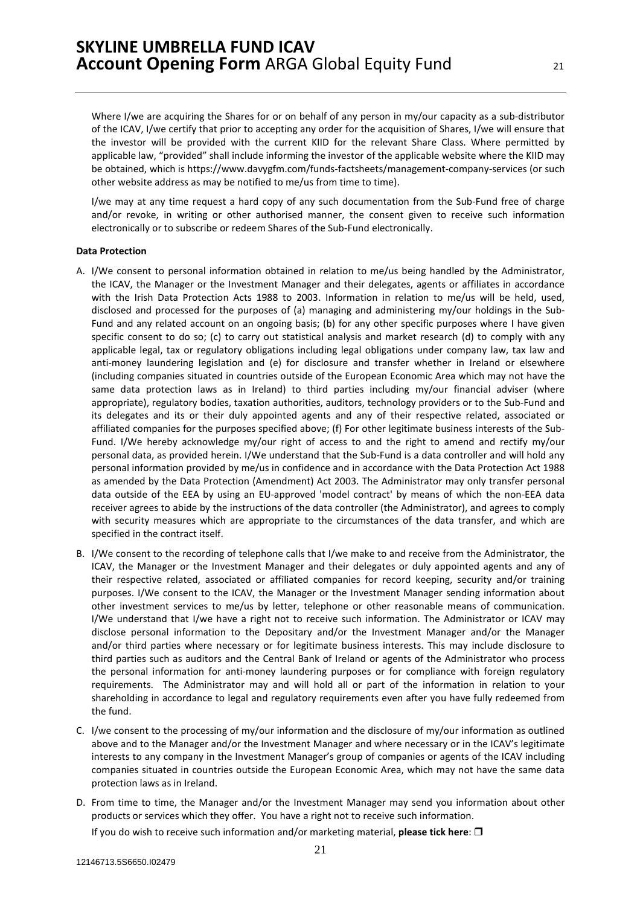Where I/we are acquiring the Shares for or on behalf of any person in my/our capacity as a sub-distributor of the ICAV, I/we certify that prior to accepting any order for the acquisition of Shares, I/we will ensure that the investor will be provided with the current KIID for the relevant Share Class. Where permitted by applicable law, "provided" shall include informing the investor of the applicable website where the KIID may be obtained, which is https://www.davygfm.com/funds-factsheets/management-company-services (or such other website address as may be notified to me/us from time to time).

I/we may at any time request a hard copy of any such documentation from the Sub-Fund free of charge and/or revoke, in writing or other authorised manner, the consent given to receive such information electronically or to subscribe or redeem Shares of the Sub-Fund electronically.

**Data Protection**

A. I/We consent to personal information obtained in relation to me/us being handled by the Administrator, the ICAV, the Manager or the Investment Manager and their delegates, agents or affiliates in accordance with the Irish Data Protection Acts 1988 to 2003. Information in relation to me/us will be held, used, disclosed and processed for the purposes of (a) managing and administering my/our holdings in the Sub-Fund and any related account on an ongoing basis; (b) for any other specific purposes where I have given specific consent to do so; (c) to carry out statistical analysis and market research (d) to comply with any applicable legal, tax or regulatory obligations including legal obligations under company law, tax law and anti-money laundering legislation and (e) for disclosure and transfer whether in Ireland or elsewhere (including companies situated in countries outside of the European Economic Area which may not have the same data protection laws as in Ireland) to third parties including my/our financial adviser (where appropriate), regulatory bodies, taxation authorities, auditors, technology providers or to the Sub-Fund and its delegates and its or their duly appointed agents and any of their respective related, associated or affiliated companies for the purposes specified above; (f) For other legitimate business interests of the Sub-Fund. I/We hereby acknowledge my/our right of access to and the right to amend and rectify my/our personal data, as provided herein. I/We understand that the Sub-Fund is a data controller and will hold any personal information provided by me/us in confidence and in accordance with the Data Protection Act 1988 as amended by the Data Protection (Amendment) Act 2003. The Administrator may only transfer personal data outside of the EEA by using an EU-approved 'model contract' by means of which the non-EEA data receiver agrees to abide by the instructions of the data controller (the Administrator), and agrees to comply with security measures which are appropriate to the circumstances of the data transfer, and which are specified in the contract itself.

B. I/We consent to the recording of telephone calls that I/we make to and receive from the Administrator, the ICAV, the Manager or the Investment Manager and their delegates or duly appointed agents and any of their respective related, associated or affiliated companies for record keeping, security and/or training purposes. I/We consent to the ICAV, the Manager or the Investment Manager sending information about other investment services to me/us by letter, telephone or other reasonable means of communication. I/We understand that I/we have a right not to receive such information. The Administrator or ICAV may disclose personal information to the Depositary and/or the Investment Manager and/or the Manager and/or third parties where necessary or for legitimate business interests. This may include disclosure to third parties such as auditors and the Central Bank of Ireland or agents of the Administrator who process the personal information for anti-money laundering purposes or for compliance with foreign regulatory requirements. The Administrator may and will hold all or part of the information in relation to your shareholding in accordance to legal and regulatory requirements even after you have fully redeemed from the fund.

C. I/we consent to the processing of my/our information and the disclosure of my/our information as outlined above and to the Manager and/or the Investment Manager and where necessary or in the ICAV's legitimate interests to any company in the Investment Manager's group of companies or agents of the ICAV including companies situated in countries outside the European Economic Area, which may not have the same data protection laws as in Ireland.

D. From time to time, the Manager and/or the Investment Manager may send you information about other products or services which they offer. You have a right not to receive such information.

   If you do wish to receive such information and/or marketing material, **please tick here**: ☐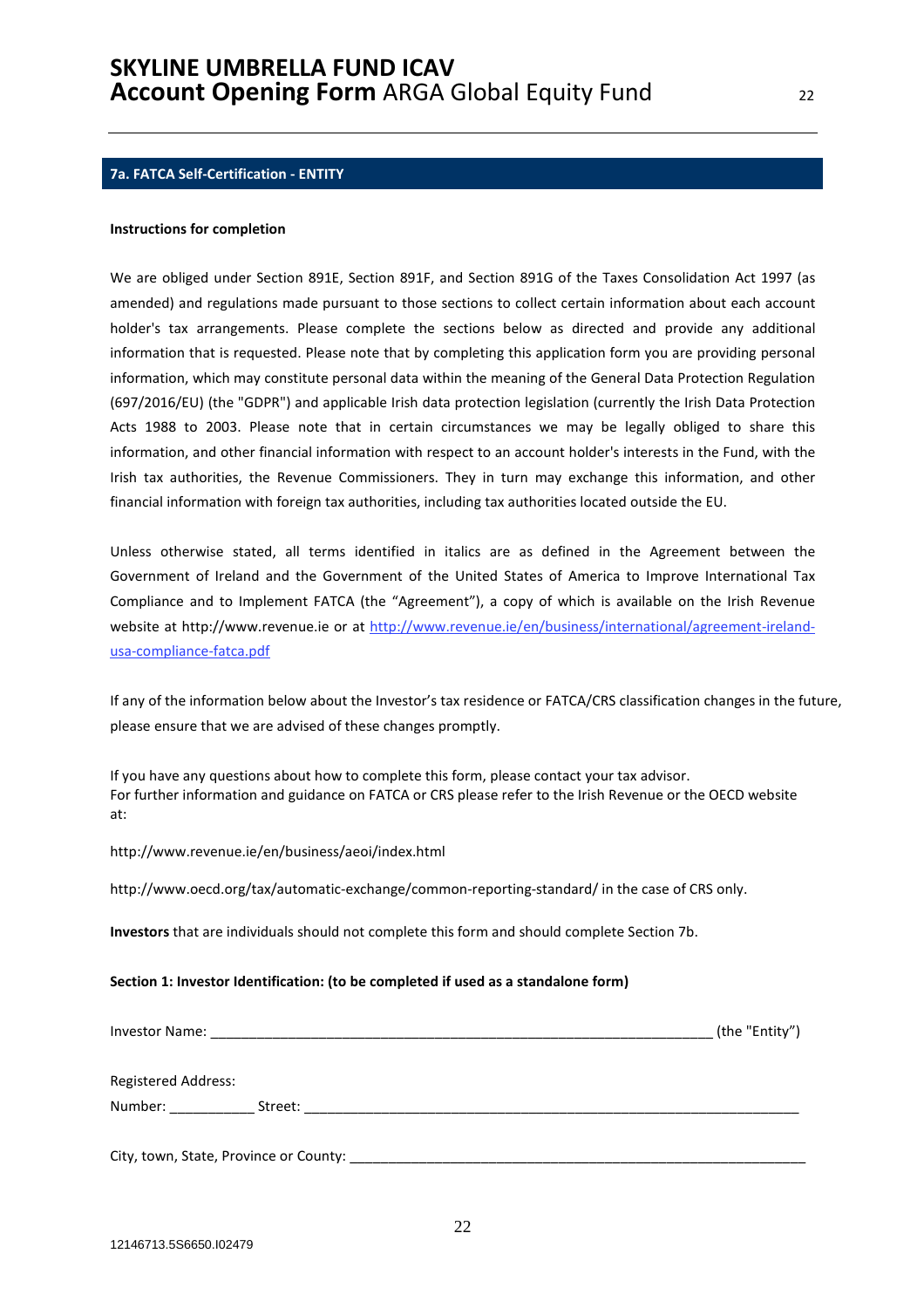## 7a. FATCA Self-Certification - ENTITY

**Instructions for completion**

We are obliged under Section 891E, Section 891F, and Section 891G of the Taxes Consolidation Act 1997 (as amended) and regulations made pursuant to those sections to collect certain information about each account holder's tax arrangements. Please complete the sections below as directed and provide any additional information that is requested. Please note that by completing this application form you are providing personal information, which may constitute personal data within the meaning of the General Data Protection Regulation (697/2016/EU) (the "GDPR") and applicable Irish data protection legislation (currently the Irish Data Protection Acts 1988 to 2003. Please note that in certain circumstances we may be legally obliged to share this information, and other financial information with respect to an account holder's interests in the Fund, with the Irish tax authorities, the Revenue Commissioners. They in turn may exchange this information, and other financial information with foreign tax authorities, including tax authorities located outside the EU.

Unless otherwise stated, all terms identified in italics are as defined in the Agreement between the Government of Ireland and the Government of the United States of America to Improve International Tax Compliance and to Implement FATCA (the "Agreement"), a copy of which is available on the Irish Revenue website at http://www.revenue.ie or at [http://www.revenue.ie/en/business/international/agreement-ireland-usa-compliance-fatca.pdf](http://www.revenue.ie/en/business/international/agreement-ireland-usa-compliance-fatca.pdf)

If any of the information below about the Investor's tax residence or FATCA/CRS classification changes in the future, please ensure that we are advised of these changes promptly.

If you have any questions about how to complete this form, please contact your tax advisor.
For further information and guidance on FATCA or CRS please refer to the Irish Revenue or the OECD website at:

http://www.revenue.ie/en/business/aeoi/index.html

http://www.oecd.org/tax/automatic-exchange/common-reporting-standard/ in the case of CRS only.

**Investors** that are individuals should not complete this form and should complete Section 7b.

**Section 1: Investor Identification: (to be completed if used as a standalone form)**

Investor Name: ___________________________________________________________________ (the "Entity")

Registered Address:
Number: ___________ Street: ___________________________________________________________________

City, town, State, Province or County: ______________________________________________________________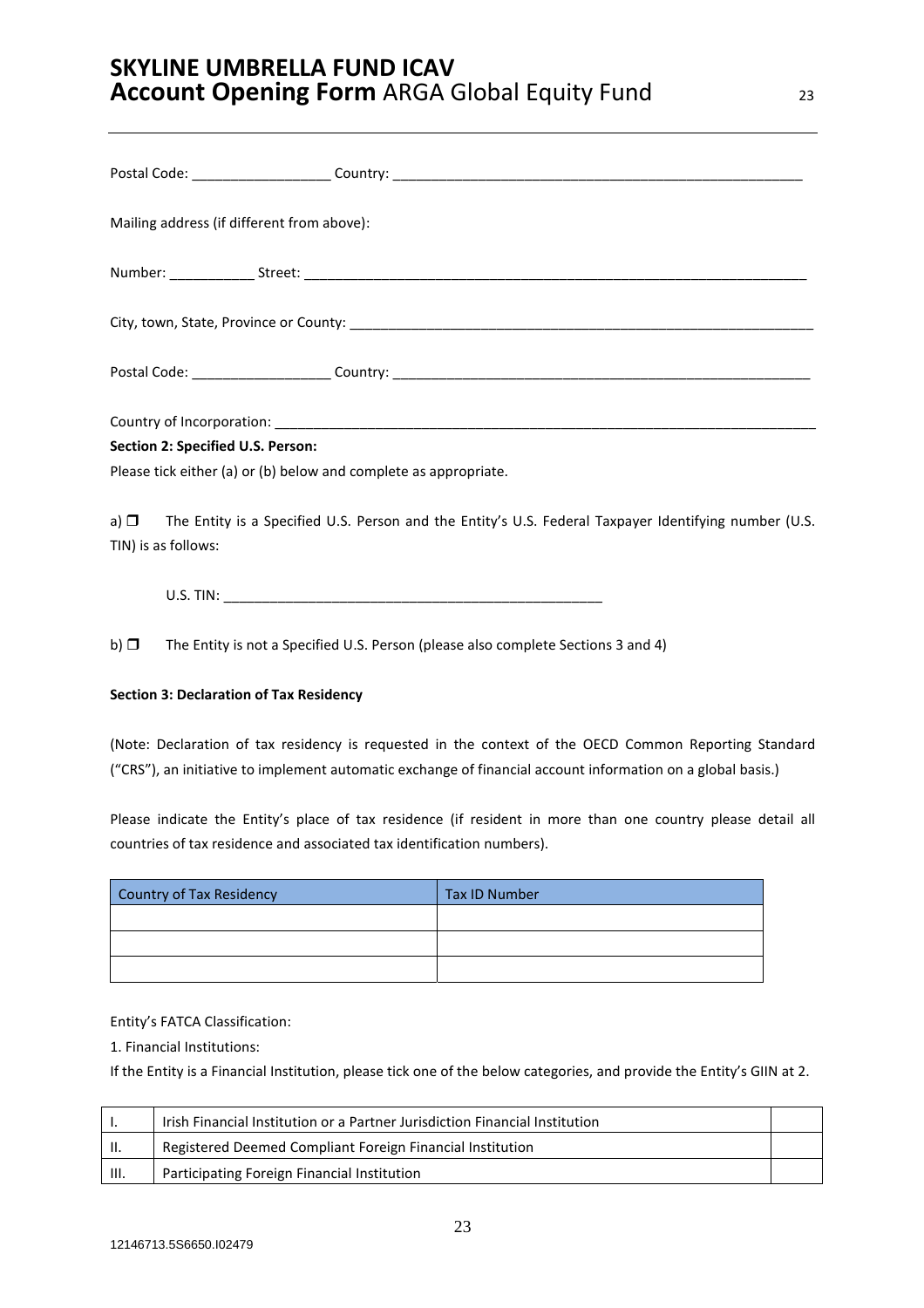Postal Code: __________________ Country: ______________________________________________________

Mailing address (if different from above):

Number: ___________ Street: ____________________________________________________________________

City, town, State, Province or County: ______________________________________________________________

Postal Code: __________________ Country: _______________________________________________________

Country of Incorporation: _________________________________________________________________________

**Section 2: Specified U.S. Person:**

Please tick either (a) or (b) below and complete as appropriate.

a) ❐ The Entity is a Specified U.S. Person and the Entity's U.S. Federal Taxpayer Identifying number (U.S. TIN) is as follows:

U.S. TIN: __________________________________________________

b) ❐ The Entity is not a Specified U.S. Person (please also complete Sections 3 and 4)

**Section 3: Declaration of Tax Residency**

(Note: Declaration of tax residency is requested in the context of the OECD Common Reporting Standard ("CRS"), an initiative to implement automatic exchange of financial account information on a global basis.)

Please indicate the Entity's place of tax residence (if resident in more than one country please detail all countries of tax residence and associated tax identification numbers).

| Country of Tax Residency | Tax ID Number |
|---|---|
| | |
| | |
| | |

Entity's FATCA Classification:

1. Financial Institutions:

If the Entity is a Financial Institution, please tick one of the below categories, and provide the Entity's GIIN at 2.

| | | |
|---|---|---|
| I. | Irish Financial Institution or a Partner Jurisdiction Financial Institution | |
| II. | Registered Deemed Compliant Foreign Financial Institution | |
| III. | Participating Foreign Financial Institution | |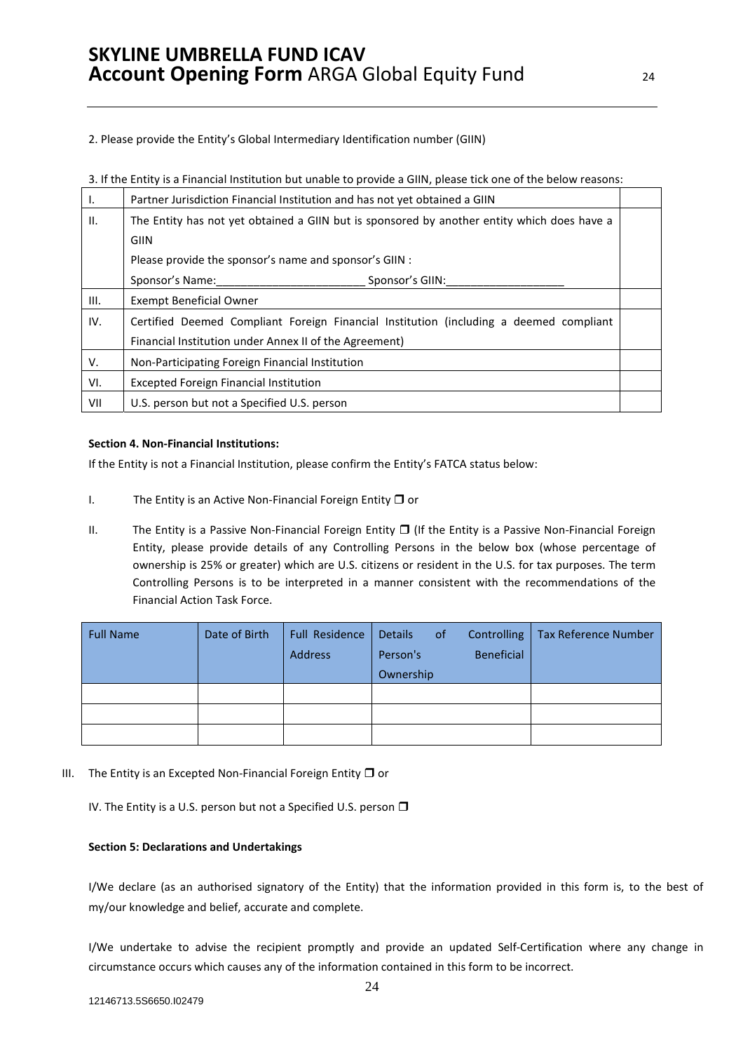2. Please provide the Entity's Global Intermediary Identification number (GIIN)

3. If the Entity is a Financial Institution but unable to provide a GIIN, please tick one of the below reasons:

| | | |
|---|---|---|
| I. | Partner Jurisdiction Financial Institution and has not yet obtained a GIIN | |
| II. | The Entity has not yet obtained a GIIN but is sponsored by another entity which does have a GIIN<br>Please provide the sponsor's name and sponsor's GIIN :<br>Sponsor's Name:________________________ Sponsor's GIIN:___________________ | |
| III. | Exempt Beneficial Owner | |
| IV. | Certified Deemed Compliant Foreign Financial Institution (including a deemed compliant Financial Institution under Annex II of the Agreement) | |
| V. | Non-Participating Foreign Financial Institution | |
| VI. | Excepted Foreign Financial Institution | |
| VII | U.S. person but not a Specified U.S. person | |

**Section 4. Non-Financial Institutions:**

If the Entity is not a Financial Institution, please confirm the Entity's FATCA status below:

I. The Entity is an Active Non-Financial Foreign Entity ❒ or

II. The Entity is a Passive Non-Financial Foreign Entity ❒ (If the Entity is a Passive Non-Financial Foreign Entity, please provide details of any Controlling Persons in the below box (whose percentage of ownership is 25% or greater) which are U.S. citizens or resident in the U.S. for tax purposes. The term Controlling Persons is to be interpreted in a manner consistent with the recommendations of the Financial Action Task Force.

| Full Name | Date of Birth | Full Residence Address | Details of Controlling Person's Beneficial Ownership | Tax Reference Number |
|---|---|---|---|---|
| | | | | |
| | | | | |
| | | | | |

III. The Entity is an Excepted Non-Financial Foreign Entity ❒ or

IV. The Entity is a U.S. person but not a Specified U.S. person ❒

**Section 5: Declarations and Undertakings**

I/We declare (as an authorised signatory of the Entity) that the information provided in this form is, to the best of my/our knowledge and belief, accurate and complete.

I/We undertake to advise the recipient promptly and provide an updated Self-Certification where any change in circumstance occurs which causes any of the information contained in this form to be incorrect.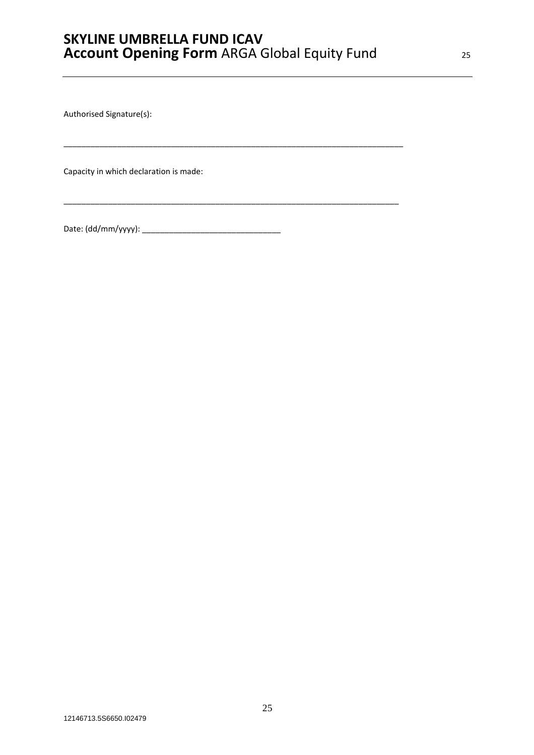Authorised Signature(s):

_____________________________________________________________________________

Capacity in which declaration is made:

_____________________________________________________________________________

Date: (dd/mm/yyyy): _______________________________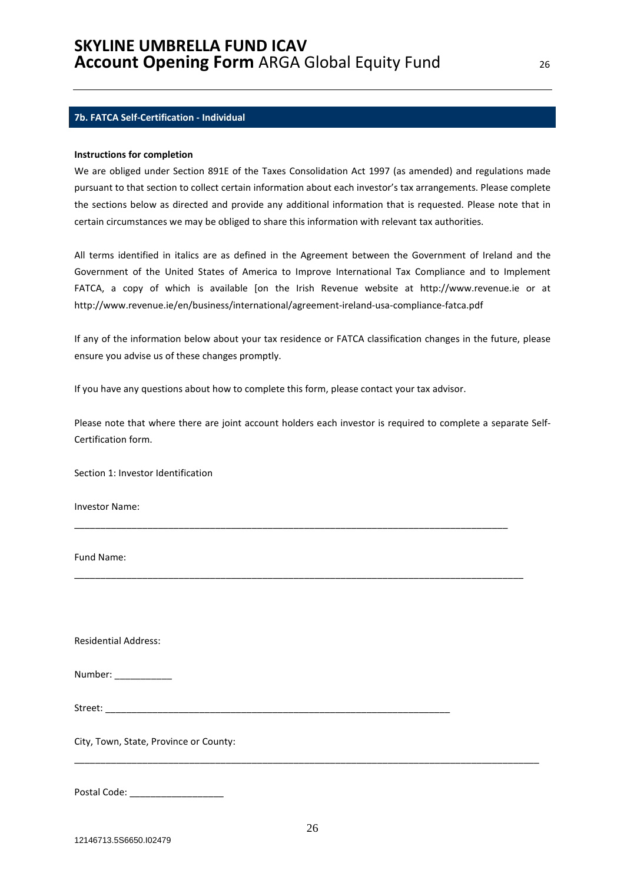## 7b. FATCA Self-Certification - Individual

**Instructions for completion**

We are obliged under Section 891E of the Taxes Consolidation Act 1997 (as amended) and regulations made pursuant to that section to collect certain information about each investor's tax arrangements. Please complete the sections below as directed and provide any additional information that is requested. Please note that in certain circumstances we may be obliged to share this information with relevant tax authorities.

All terms identified in italics are as defined in the Agreement between the Government of Ireland and the Government of the United States of America to Improve International Tax Compliance and to Implement FATCA, a copy of which is available [on the Irish Revenue website at http://www.revenue.ie or at http://www.revenue.ie/en/business/international/agreement-ireland-usa-compliance-fatca.pdf

If any of the information below about your tax residence or FATCA classification changes in the future, please ensure you advise us of these changes promptly.

If you have any questions about how to complete this form, please contact your tax advisor.

Please note that where there are joint account holders each investor is required to complete a separate Self-Certification form.

Section 1: Investor Identification

Investor Name:

_______________________________________________________________________________

Fund Name:

_______________________________________________________________________________

Residential Address:

Number: ___________

Street: ____________________________________________________________________

City, Town, State, Province or County:

_______________________________________________________________________________

Postal Code: __________________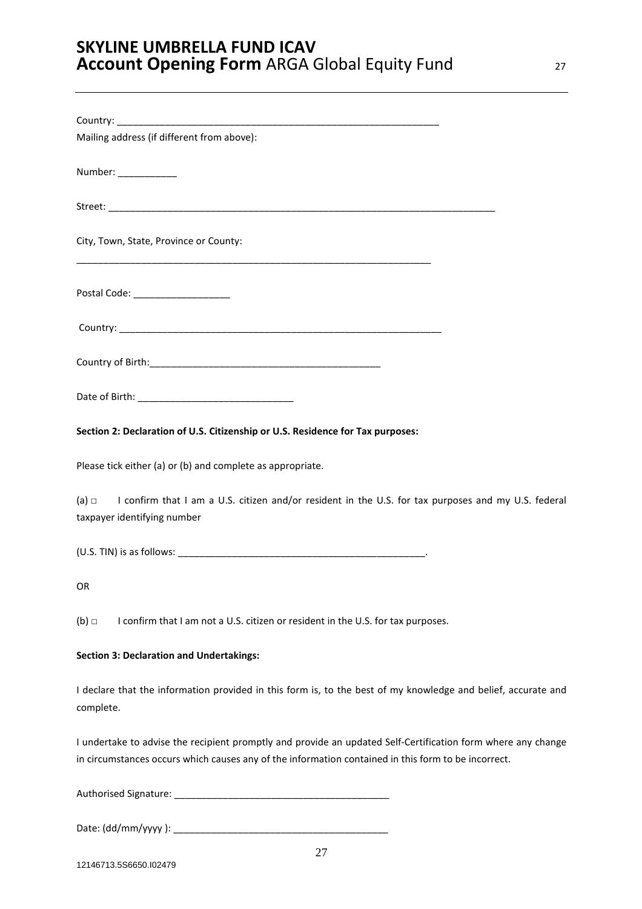Country: _______________________________________________________________

Mailing address (if different from above):

Number: ___________

Street: ___________________________________________________________________________

City, Town, State, Province or County:

____________________________________________________________________

Postal Code: __________________

Country: _______________________________________________________________

Country of Birth:____________________________________________

Date of Birth: _____________________________

**Section 2: Declaration of U.S. Citizenship or U.S. Residence for Tax purposes:**

Please tick either (a) or (b) and complete as appropriate.

(a) □ I confirm that I am a U.S. citizen and/or resident in the U.S. for tax purposes and my U.S. federal taxpayer identifying number

(U.S. TIN) is as follows: ________________________________________________.

OR

(b) □ I confirm that I am not a U.S. citizen or resident in the U.S. for tax purposes.

**Section 3: Declaration and Undertakings:**

I declare that the information provided in this form is, to the best of my knowledge and belief, accurate and complete.

I undertake to advise the recipient promptly and provide an updated Self-Certification form where any change in circumstances occurs which causes any of the information contained in this form to be incorrect.

Authorised Signature: ________________________________________

Date: (dd/mm/yyyy ): ________________________________________

12146713.5S6650.I02479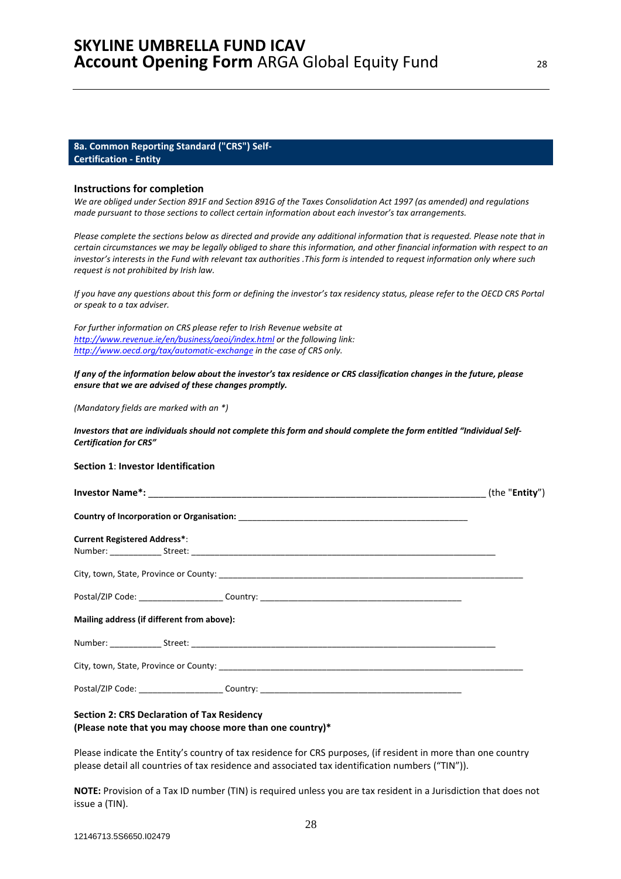## 8a. Common Reporting Standard ("CRS") Self-Certification - Entity

### Instructions for completion

*We are obliged under Section 891F and Section 891G of the Taxes Consolidation Act 1997 (as amended) and regulations made pursuant to those sections to collect certain information about each investor's tax arrangements.*

*Please complete the sections below as directed and provide any additional information that is requested. Please note that in certain circumstances we may be legally obliged to share this information, and other financial information with respect to an investor's interests in the Fund with relevant tax authorities .This form is intended to request information only where such request is not prohibited by Irish law.*

*If you have any questions about this form or defining the investor's tax residency status, please refer to the OECD CRS Portal or speak to a tax adviser.*

*For further information on CRS please refer to Irish Revenue website at http://www.revenue.ie/en/business/aeoi/index.html or the following link: http://www.oecd.org/tax/automatic-exchange in the case of CRS only.*

***If any of the information below about the investor's tax residence or CRS classification changes in the future, please ensure that we are advised of these changes promptly.***

*(Mandatory fields are marked with an *)*

***Investors that are individuals should not complete this form and should complete the form entitled "Individual Self-Certification for CRS"***

**Section 1**: **Investor Identification**

**Investor Name*:** ____________________________________________________________ (the "**Entity**")

**Country of Incorporation or Organisation:** ____________________________________________

**Current Registered Address***:
Number: __________ Street: ____________________________________________________________

City, town, State, Province or County: ____________________________________________________

Postal/ZIP Code: ________________ Country: ______________________________________

**Mailing address (if different from above):**

Number: __________ Street: ____________________________________________________________

City, town, State, Province or County: ____________________________________________________

Postal/ZIP Code: ________________ Country: ______________________________________

**Section 2: CRS Declaration of Tax Residency**
**(Please note that you may choose more than one country)***

Please indicate the Entity's country of tax residence for CRS purposes, (if resident in more than one country please detail all countries of tax residence and associated tax identification numbers ("TIN")).

**NOTE:** Provision of a Tax ID number (TIN) is required unless you are tax resident in a Jurisdiction that does not issue a (TIN).

12146713.5S6650.I02479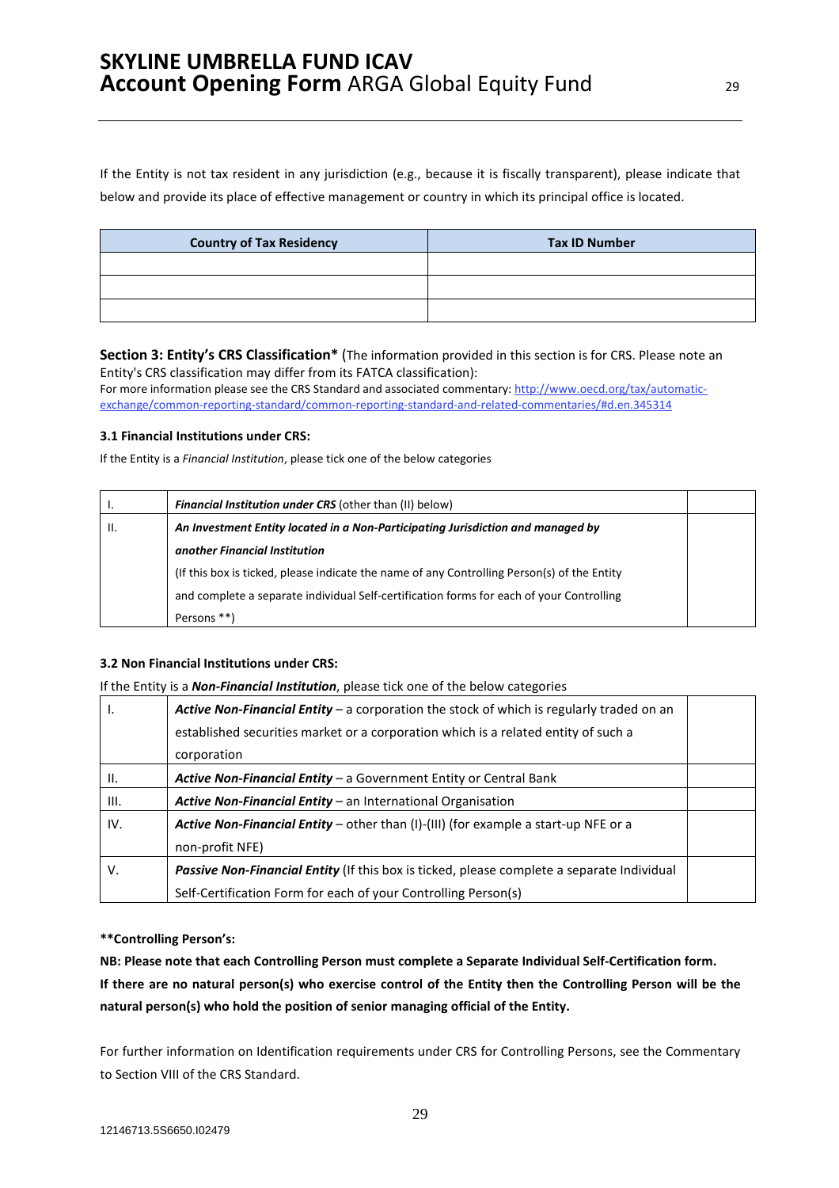If the Entity is not tax resident in any jurisdiction (e.g., because it is fiscally transparent), please indicate that below and provide its place of effective management or country in which its principal office is located.

| Country of Tax Residency | Tax ID Number |
|---|---|
| | |
| | |
| | |

**Section 3: Entity's CRS Classification*** (The information provided in this section is for CRS. Please note an Entity's CRS classification may differ from its FATCA classification):

For more information please see the CRS Standard and associated commentary: http://www.oecd.org/tax/automatic-exchange/common-reporting-standard/common-reporting-standard-and-related-commentaries/#d.en.345314

**3.1 Financial Institutions under CRS:**

If the Entity is a *Financial Institution*, please tick one of the below categories

| | | |
|---|---|---|
| I. | ***Financial Institution under CRS*** (other than (II) below) | |
| II. | ***An Investment Entity located in a Non-Participating Jurisdiction and managed by another Financial Institution*** (If this box is ticked, please indicate the name of any Controlling Person(s) of the Entity and complete a separate individual Self-certification forms for each of your Controlling Persons **) | |

**3.2 Non Financial Institutions under CRS:**

If the Entity is a ***Non-Financial Institution***, please tick one of the below categories

| | | |
|---|---|---|
| I. | ***Active Non-Financial Entity*** – a corporation the stock of which is regularly traded on an established securities market or a corporation which is a related entity of such a corporation | |
| II. | ***Active Non-Financial Entity*** – a Government Entity or Central Bank | |
| III. | ***Active Non-Financial Entity*** – an International Organisation | |
| IV. | ***Active Non-Financial Entity*** – other than (I)-(III) (for example a start-up NFE or a non-profit NFE) | |
| V. | ***Passive Non-Financial Entity*** (If this box is ticked, please complete a separate Individual Self-Certification Form for each of your Controlling Person(s) | |

****Controlling Person's:**

**NB: Please note that each Controlling Person must complete a Separate Individual Self-Certification form.**

**If there are no natural person(s) who exercise control of the Entity then the Controlling Person will be the natural person(s) who hold the position of senior managing official of the Entity.**

For further information on Identification requirements under CRS for Controlling Persons, see the Commentary to Section VIII of the CRS Standard.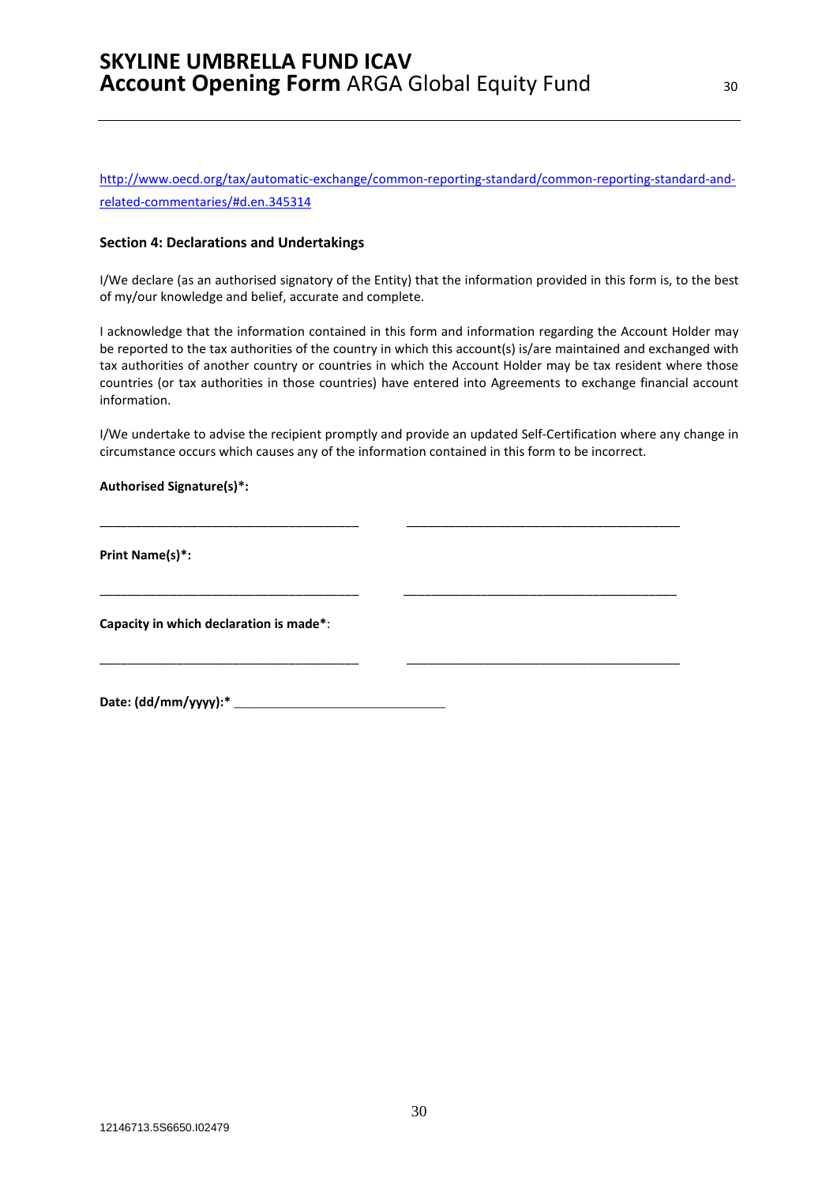http://www.oecd.org/tax/automatic-exchange/common-reporting-standard/common-reporting-standard-and-related-commentaries/#d.en.345314

**Section 4: Declarations and Undertakings**

I/We declare (as an authorised signatory of the Entity) that the information provided in this form is, to the best of my/our knowledge and belief, accurate and complete.

I acknowledge that the information contained in this form and information regarding the Account Holder may be reported to the tax authorities of the country in which this account(s) is/are maintained and exchanged with tax authorities of another country or countries in which the Account Holder may be tax resident where those countries (or tax authorities in those countries) have entered into Agreements to exchange financial account information.

I/We undertake to advise the recipient promptly and provide an updated Self-Certification where any change in circumstance occurs which causes any of the information contained in this form to be incorrect.

**Authorised Signature(s)*:**

_____________________________________ _______________________________________

**Print Name(s)*:**

_____________________________________ _______________________________________

**Capacity in which declaration is made***:

_____________________________________ _______________________________________

**Date: (dd/mm/yyyy):*** ______________________________

12146713.5S6650.I02479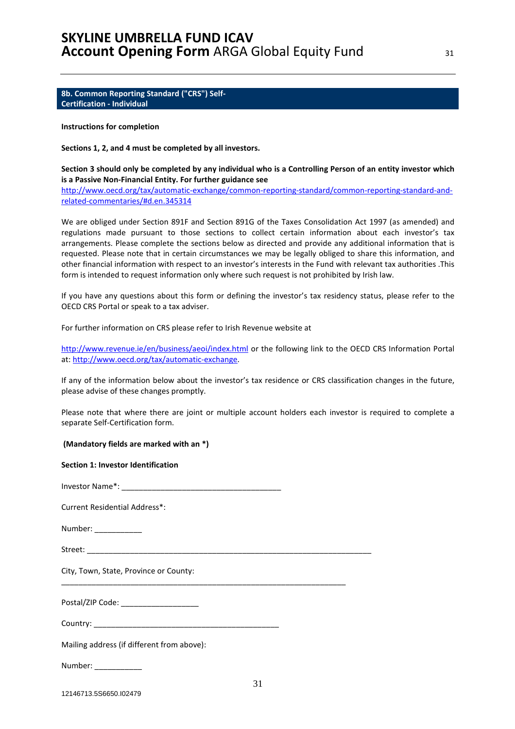## 8b. Common Reporting Standard ("CRS") Self-Certification - Individual

**Instructions for completion**

**Sections 1, 2, and 4 must be completed by all investors.**

**Section 3 should only be completed by any individual who is a Controlling Person of an entity investor which is a Passive Non-Financial Entity. For further guidance see** http://www.oecd.org/tax/automatic-exchange/common-reporting-standard/common-reporting-standard-and-related-commentaries/#d.en.345314

We are obliged under Section 891F and Section 891G of the Taxes Consolidation Act 1997 (as amended) and regulations made pursuant to those sections to collect certain information about each investor's tax arrangements. Please complete the sections below as directed and provide any additional information that is requested. Please note that in certain circumstances we may be legally obliged to share this information, and other financial information with respect to an investor's interests in the Fund with relevant tax authorities .This form is intended to request information only where such request is not prohibited by Irish law.

If you have any questions about this form or defining the investor's tax residency status, please refer to the OECD CRS Portal or speak to a tax adviser.

For further information on CRS please refer to Irish Revenue website at

http://www.revenue.ie/en/business/aeoi/index.html or the following link to the OECD CRS Information Portal at: http://www.oecd.org/tax/automatic-exchange.

If any of the information below about the investor's tax residence or CRS classification changes in the future, please advise of these changes promptly.

Please note that where there are joint or multiple account holders each investor is required to complete a separate Self-Certification form.

**(Mandatory fields are marked with an *)**

**Section 1: Investor Identification**

Investor Name*: ____________________________________

Current Residential Address*:

Number: ___________

Street: ___________________________________________________________________

City, Town, State, Province or County:

___________________________________________________________________

Postal/ZIP Code: __________________

Country: ___________________________________________

Mailing address (if different from above):

Number: ___________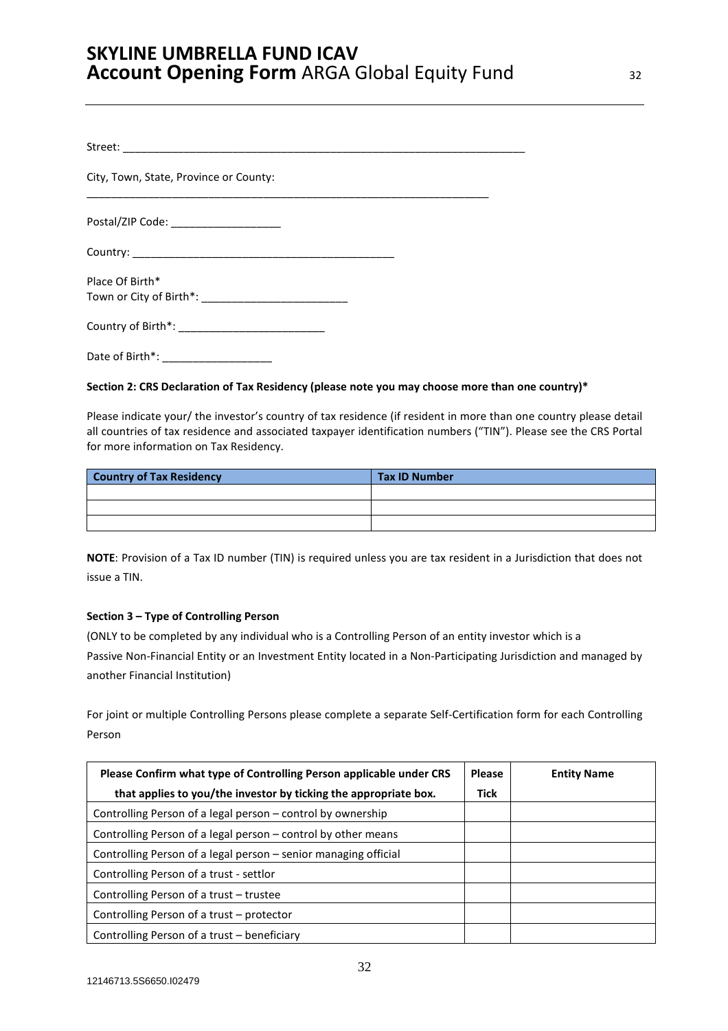Street: ___________________________________________________________________

City, Town, State, Province or County:

___________________________________________________________________

Postal/ZIP Code: __________________

Country: ____________________________________________

Place Of Birth*
Town or City of Birth*: ________________________

Country of Birth*: ________________________

Date of Birth*: __________________

**Section 2: CRS Declaration of Tax Residency (please note you may choose more than one country)***

Please indicate your/ the investor's country of tax residence (if resident in more than one country please detail all countries of tax residence and associated taxpayer identification numbers ("TIN"). Please see the CRS Portal for more information on Tax Residency.

| Country of Tax Residency | Tax ID Number |
| --- | --- |
| | |
| | |
| | |

**NOTE**: Provision of a Tax ID number (TIN) is required unless you are tax resident in a Jurisdiction that does not issue a TIN.

**Section 3 – Type of Controlling Person**

(ONLY to be completed by any individual who is a Controlling Person of an entity investor which is a Passive Non-Financial Entity or an Investment Entity located in a Non-Participating Jurisdiction and managed by another Financial Institution)

For joint or multiple Controlling Persons please complete a separate Self-Certification form for each Controlling Person

| Please Confirm what type of Controlling Person applicable under CRS that applies to you/the investor by ticking the appropriate box. | Please Tick | Entity Name |
| --- | --- | --- |
| Controlling Person of a legal person – control by ownership | | |
| Controlling Person of a legal person – control by other means | | |
| Controlling Person of a legal person – senior managing official | | |
| Controlling Person of a trust - settlor | | |
| Controlling Person of a trust – trustee | | |
| Controlling Person of a trust – protector | | |
| Controlling Person of a trust – beneficiary | | |

12146713.5S6650.I02479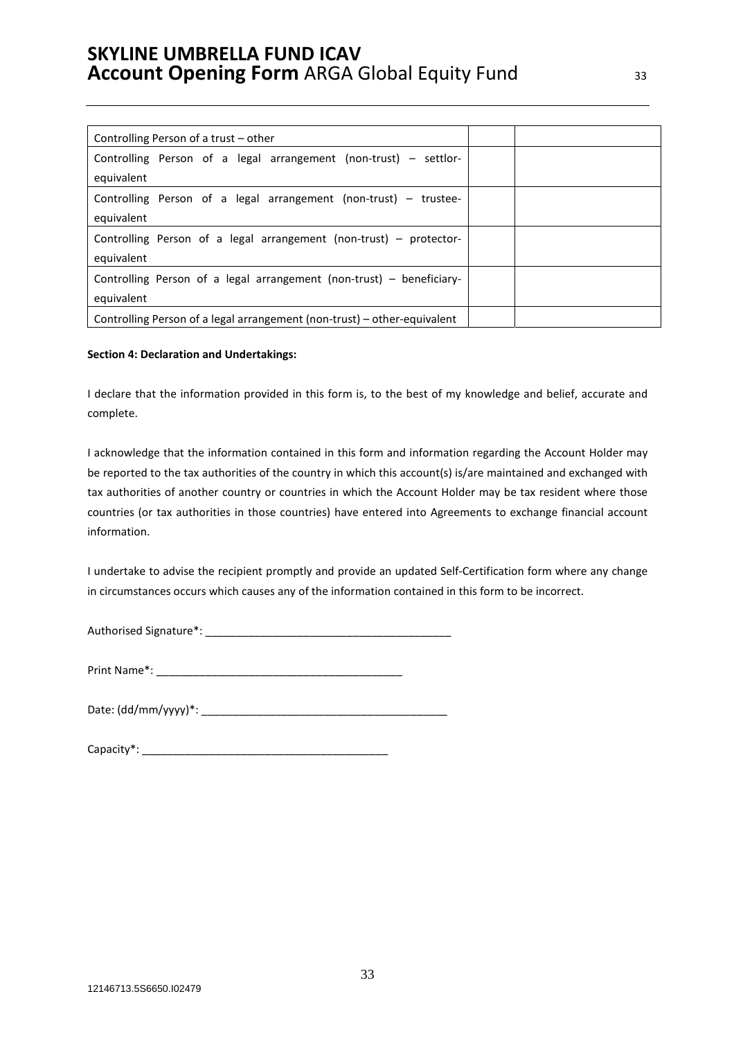| Controlling Person of a trust – other | | |
|---|---|---|
| Controlling Person of a legal arrangement (non-trust) – settlor-equivalent | | |
| Controlling Person of a legal arrangement (non-trust) – trustee-equivalent | | |
| Controlling Person of a legal arrangement (non-trust) – protector-equivalent | | |
| Controlling Person of a legal arrangement (non-trust) – beneficiary-equivalent | | |
| Controlling Person of a legal arrangement (non-trust) – other-equivalent | | |

**Section 4: Declaration and Undertakings:**

I declare that the information provided in this form is, to the best of my knowledge and belief, accurate and complete.

I acknowledge that the information contained in this form and information regarding the Account Holder may be reported to the tax authorities of the country in which this account(s) is/are maintained and exchanged with tax authorities of another country or countries in which the Account Holder may be tax resident where those countries (or tax authorities in those countries) have entered into Agreements to exchange financial account information.

I undertake to advise the recipient promptly and provide an updated Self-Certification form where any change in circumstances occurs which causes any of the information contained in this form to be incorrect.

Authorised Signature*: ________________________________________

Print Name*: ________________________________________

Date: (dd/mm/yyyy)*: ________________________________________

Capacity*: ________________________________________

12146713.5S6650.I02479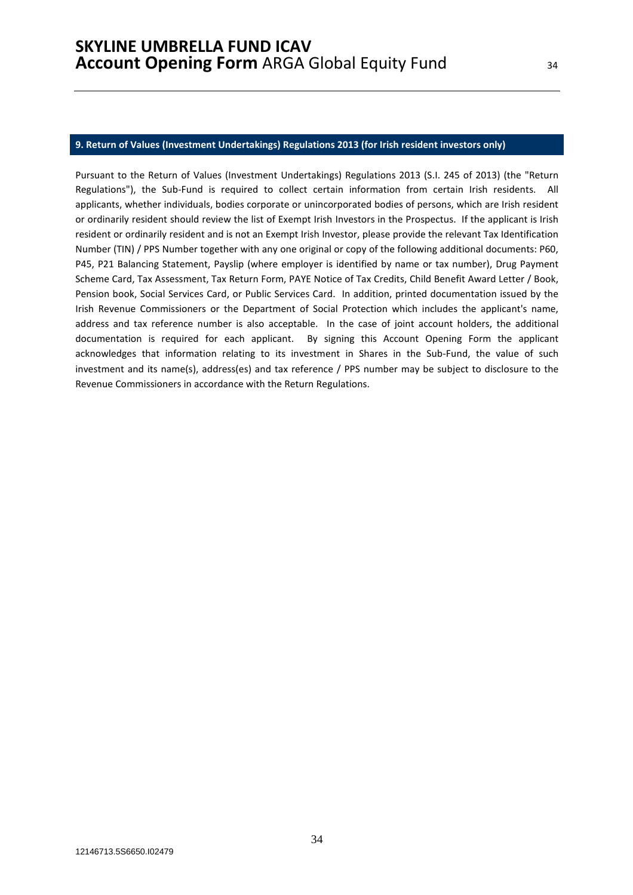## 9. Return of Values (Investment Undertakings) Regulations 2013 (for Irish resident investors only)

Pursuant to the Return of Values (Investment Undertakings) Regulations 2013 (S.I. 245 of 2013) (the "Return Regulations"), the Sub-Fund is required to collect certain information from certain Irish residents. All applicants, whether individuals, bodies corporate or unincorporated bodies of persons, which are Irish resident or ordinarily resident should review the list of Exempt Irish Investors in the Prospectus. If the applicant is Irish resident or ordinarily resident and is not an Exempt Irish Investor, please provide the relevant Tax Identification Number (TIN) / PPS Number together with any one original or copy of the following additional documents: P60, P45, P21 Balancing Statement, Payslip (where employer is identified by name or tax number), Drug Payment Scheme Card, Tax Assessment, Tax Return Form, PAYE Notice of Tax Credits, Child Benefit Award Letter / Book, Pension book, Social Services Card, or Public Services Card. In addition, printed documentation issued by the Irish Revenue Commissioners or the Department of Social Protection which includes the applicant's name, address and tax reference number is also acceptable. In the case of joint account holders, the additional documentation is required for each applicant. By signing this Account Opening Form the applicant acknowledges that information relating to its investment in Shares in the Sub-Fund, the value of such investment and its name(s), address(es) and tax reference / PPS number may be subject to disclosure to the Revenue Commissioners in accordance with the Return Regulations.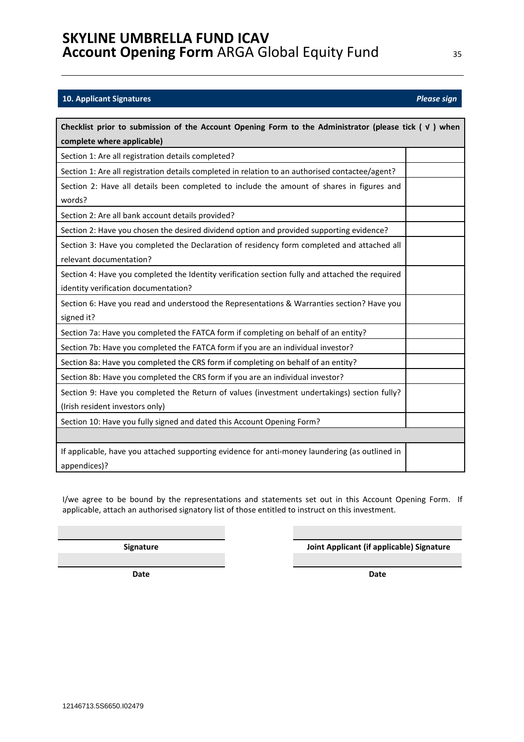## 10. Applicant Signatures *Please sign*

| Checklist prior to submission of the Account Opening Form to the Administrator (please tick ( √ ) when complete where applicable) | |
|---|---|
| Section 1: Are all registration details completed? | |
| Section 1: Are all registration details completed in relation to an authorised contactee/agent? | |
| Section 2: Have all details been completed to include the amount of shares in figures and words? | |
| Section 2: Are all bank account details provided? | |
| Section 2: Have you chosen the desired dividend option and provided supporting evidence? | |
| Section 3: Have you completed the Declaration of residency form completed and attached all relevant documentation? | |
| Section 4: Have you completed the Identity verification section fully and attached the required identity verification documentation? | |
| Section 6: Have you read and understood the Representations & Warranties section? Have you signed it? | |
| Section 7a: Have you completed the FATCA form if completing on behalf of an entity? | |
| Section 7b: Have you completed the FATCA form if you are an individual investor? | |
| Section 8a: Have you completed the CRS form if completing on behalf of an entity? | |
| Section 8b: Have you completed the CRS form if you are an individual investor? | |
| Section 9: Have you completed the Return of values (investment undertakings) section fully? (Irish resident investors only) | |
| Section 10: Have you fully signed and dated this Account Opening Form? | |
| | |
| If applicable, have you attached supporting evidence for anti-money laundering (as outlined in appendices)? | |

I/we agree to be bound by the representations and statements set out in this Account Opening Form. If applicable, attach an authorised signatory list of those entitled to instruct on this investment.

| | |
|---|---|
| **Signature** | **Joint Applicant (if applicable) Signature** |
| **Date** | **Date** |

12146713.5S6650.I02479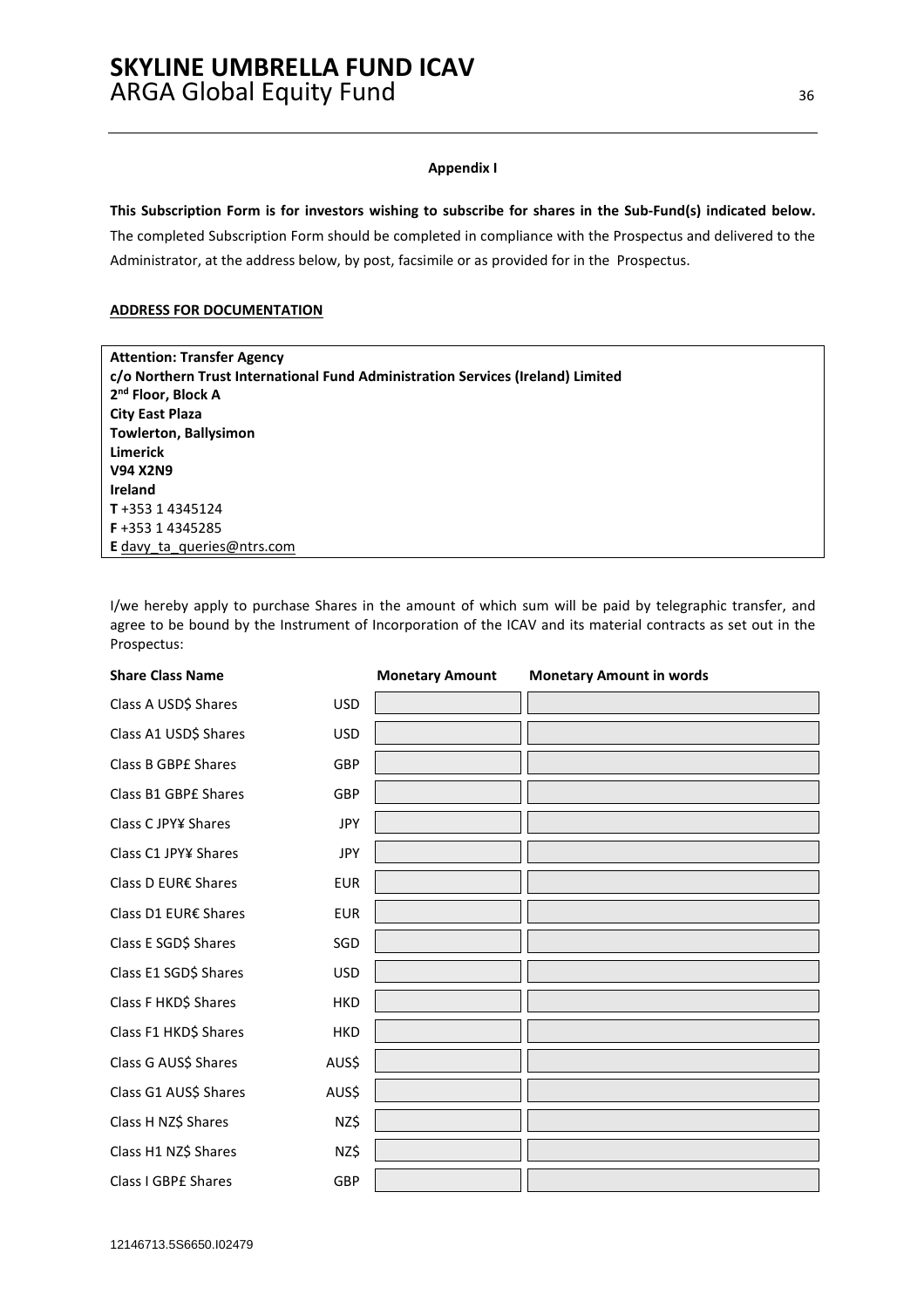**Appendix I**

**This Subscription Form is for investors wishing to subscribe for shares in the Sub-Fund(s) indicated below.** The completed Subscription Form should be completed in compliance with the Prospectus and delivered to the Administrator, at the address below, by post, facsimile or as provided for in the Prospectus.

**ADDRESS FOR DOCUMENTATION**

**Attention: Transfer Agency**
**c/o Northern Trust International Fund Administration Services (Ireland) Limited**
**2nd Floor, Block A**
**City East Plaza**
**Towlerton, Ballysimon**
**Limerick**
**V94 X2N9**
**Ireland**
**T** +353 1 4345124
**F** +353 1 4345285
**E** davy_ta_queries@ntrs.com

I/we hereby apply to purchase Shares in the amount of which sum will be paid by telegraphic transfer, and agree to be bound by the Instrument of Incorporation of the ICAV and its material contracts as set out in the Prospectus:

| **Share Class Name** | | **Monetary Amount** | **Monetary Amount in words** |
|---|---|---|---|
| Class A USD$ Shares | USD | | |
| Class A1 USD$ Shares | USD | | |
| Class B GBP£ Shares | GBP | | |
| Class B1 GBP£ Shares | GBP | | |
| Class C JPY¥ Shares | JPY | | |
| Class C1 JPY¥ Shares | JPY | | |
| Class D EUR€ Shares | EUR | | |
| Class D1 EUR€ Shares | EUR | | |
| Class E SGD$ Shares | SGD | | |
| Class E1 SGD$ Shares | USD | | |
| Class F HKD$ Shares | HKD | | |
| Class F1 HKD$ Shares | HKD | | |
| Class G AUS$ Shares | AUS$ | | |
| Class G1 AUS$ Shares | AUS$ | | |
| Class H NZ$ Shares | NZ$ | | |
| Class H1 NZ$ Shares | NZ$ | | |
| Class I GBP£ Shares | GBP | | |

12146713.5S6650.I02479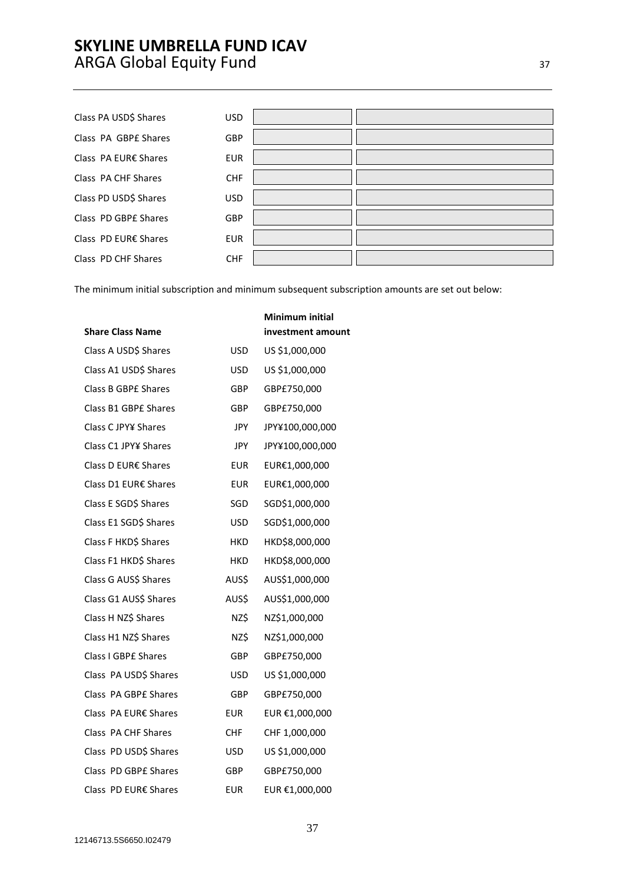| | | | |
|---|---|---|---|
| Class PA USD$ Shares | USD | | |
| Class PA GBP£ Shares | GBP | | |
| Class PA EUR€ Shares | EUR | | |
| Class PA CHF Shares | CHF | | |
| Class PD USD$ Shares | USD | | |
| Class PD GBP£ Shares | GBP | | |
| Class PD EUR€ Shares | EUR | | |
| Class PD CHF Shares | CHF | | |

The minimum initial subscription and minimum subsequent subscription amounts are set out below:

| Share Class Name | | Minimum initial investment amount |
|---|---|---|
| Class A USD$ Shares | USD | US $1,000,000 |
| Class A1 USD$ Shares | USD | US $1,000,000 |
| Class B GBP£ Shares | GBP | GBP£750,000 |
| Class B1 GBP£ Shares | GBP | GBP£750,000 |
| Class C JPY¥ Shares | JPY | JPY¥100,000,000 |
| Class C1 JPY¥ Shares | JPY | JPY¥100,000,000 |
| Class D EUR€ Shares | EUR | EUR€1,000,000 |
| Class D1 EUR€ Shares | EUR | EUR€1,000,000 |
| Class E SGD$ Shares | SGD | SGD$1,000,000 |
| Class E1 SGD$ Shares | USD | SGD$1,000,000 |
| Class F HKD$ Shares | HKD | HKD$8,000,000 |
| Class F1 HKD$ Shares | HKD | HKD$8,000,000 |
| Class G AUS$ Shares | AUS$ | AUS$1,000,000 |
| Class G1 AUS$ Shares | AUS$ | AUS$1,000,000 |
| Class H NZ$ Shares | NZ$ | NZ$1,000,000 |
| Class H1 NZ$ Shares | NZ$ | NZ$1,000,000 |
| Class I GBP£ Shares | GBP | GBP£750,000 |
| Class PA USD$ Shares | USD | US $1,000,000 |
| Class PA GBP£ Shares | GBP | GBP£750,000 |
| Class PA EUR€ Shares | EUR | EUR €1,000,000 |
| Class PA CHF Shares | CHF | CHF 1,000,000 |
| Class PD USD$ Shares | USD | US $1,000,000 |
| Class PD GBP£ Shares | GBP | GBP£750,000 |
| Class PD EUR€ Shares | EUR | EUR €1,000,000 |

12146713.5S6650.I02479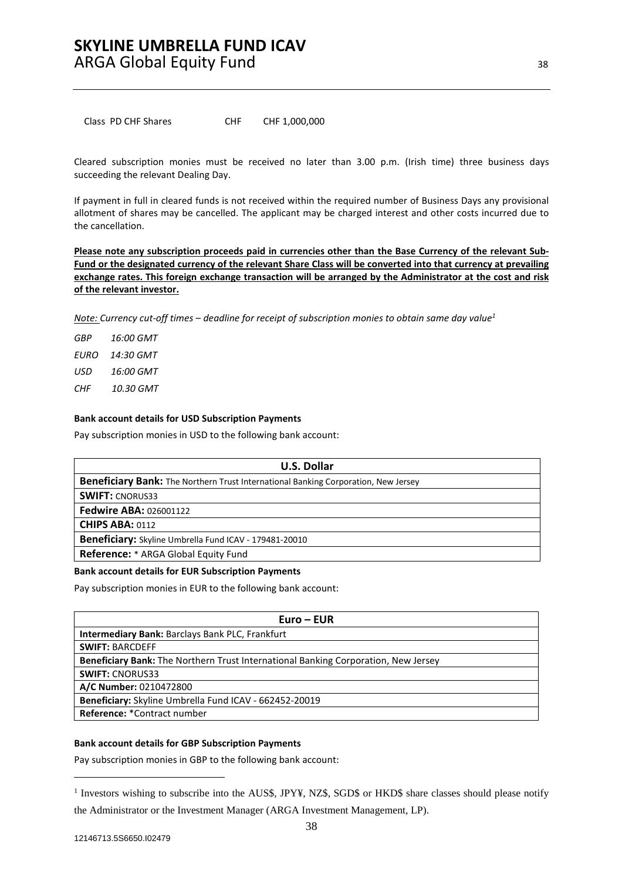| Class PD CHF Shares | CHF | CHF 1,000,000 |
|---|---|---|

Cleared subscription monies must be received no later than 3.00 p.m. (Irish time) three business days succeeding the relevant Dealing Day.

If payment in full in cleared funds is not received within the required number of Business Days any provisional allotment of shares may be cancelled. The applicant may be charged interest and other costs incurred due to the cancellation.

**Please note any subscription proceeds paid in currencies other than the Base Currency of the relevant Sub-Fund or the designated currency of the relevant Share Class will be converted into that currency at prevailing exchange rates. This foreign exchange transaction will be arranged by the Administrator at the cost and risk of the relevant investor.**

*Note: Currency cut-off times – deadline for receipt of subscription monies to obtain same day value*[1]

*GBP 16:00 GMT*

*EURO 14:30 GMT*

*USD 16:00 GMT*

*CHF 10.30 GMT*

**Bank account details for USD Subscription Payments**

Pay subscription monies in USD to the following bank account:

| U.S. Dollar |
|---|
| **Beneficiary Bank:** The Northern Trust International Banking Corporation, New Jersey |
| **SWIFT:** CNORUS33 |
| **Fedwire ABA:** 026001122 |
| **CHIPS ABA:** 0112 |
| **Beneficiary:** Skyline Umbrella Fund ICAV - 179481-20010 |
| **Reference:** * ARGA Global Equity Fund |

**Bank account details for EUR Subscription Payments**

Pay subscription monies in EUR to the following bank account:

| Euro – EUR |
|---|
| **Intermediary Bank:** Barclays Bank PLC, Frankfurt |
| **SWIFT:** BARCDEFF |
| **Beneficiary Bank:** The Northern Trust International Banking Corporation, New Jersey |
| **SWIFT:** CNORUS33 |
| **A/C Number:** 0210472800 |
| **Beneficiary:** Skyline Umbrella Fund ICAV - 662452-20019 |
| **Reference:** *Contract number |

**Bank account details for GBP Subscription Payments**

Pay subscription monies in GBP to the following bank account:

[1] Investors wishing to subscribe into the AUS$, JPY¥, NZ$, SGD$ or HKD$ share classes should please notify the Administrator or the Investment Manager (ARGA Investment Management, LP).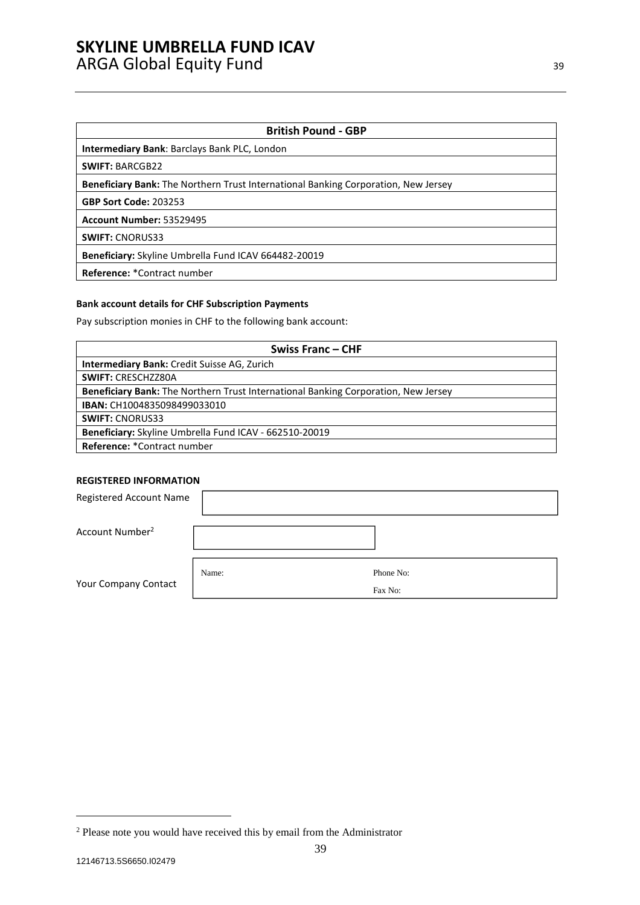| British Pound - GBP |
|---|
| **Intermediary Bank**: Barclays Bank PLC, London |
| **SWIFT:** BARCGB22 |
| **Beneficiary Bank:** The Northern Trust International Banking Corporation, New Jersey |
| **GBP Sort Code:** 203253 |
| **Account Number:** 53529495 |
| **SWIFT:** CNORUS33 |
| **Beneficiary:** Skyline Umbrella Fund ICAV 664482-20019 |
| **Reference:** *Contract number |

**Bank account details for CHF Subscription Payments**

Pay subscription monies in CHF to the following bank account:

| Swiss Franc – CHF |
|---|
| **Intermediary Bank:** Credit Suisse AG, Zurich |
| **SWIFT:** CRESCHZZ80A |
| **Beneficiary Bank:** The Northern Trust International Banking Corporation, New Jersey |
| **IBAN:** CH1004835098499033010 |
| **SWIFT:** CNORUS33 |
| **Beneficiary:** Skyline Umbrella Fund ICAV - 662510-20019 |
| **Reference:** *Contract number |

**REGISTERED INFORMATION**

| | | |
|---|---|---|
| Registered Account Name | | |
| Account Number[2] | | |
| Your Company Contact | Name: | Phone No: <br> Fax No: |

[2] Please note you would have received this by email from the Administrator

12146713.5S6650.I02479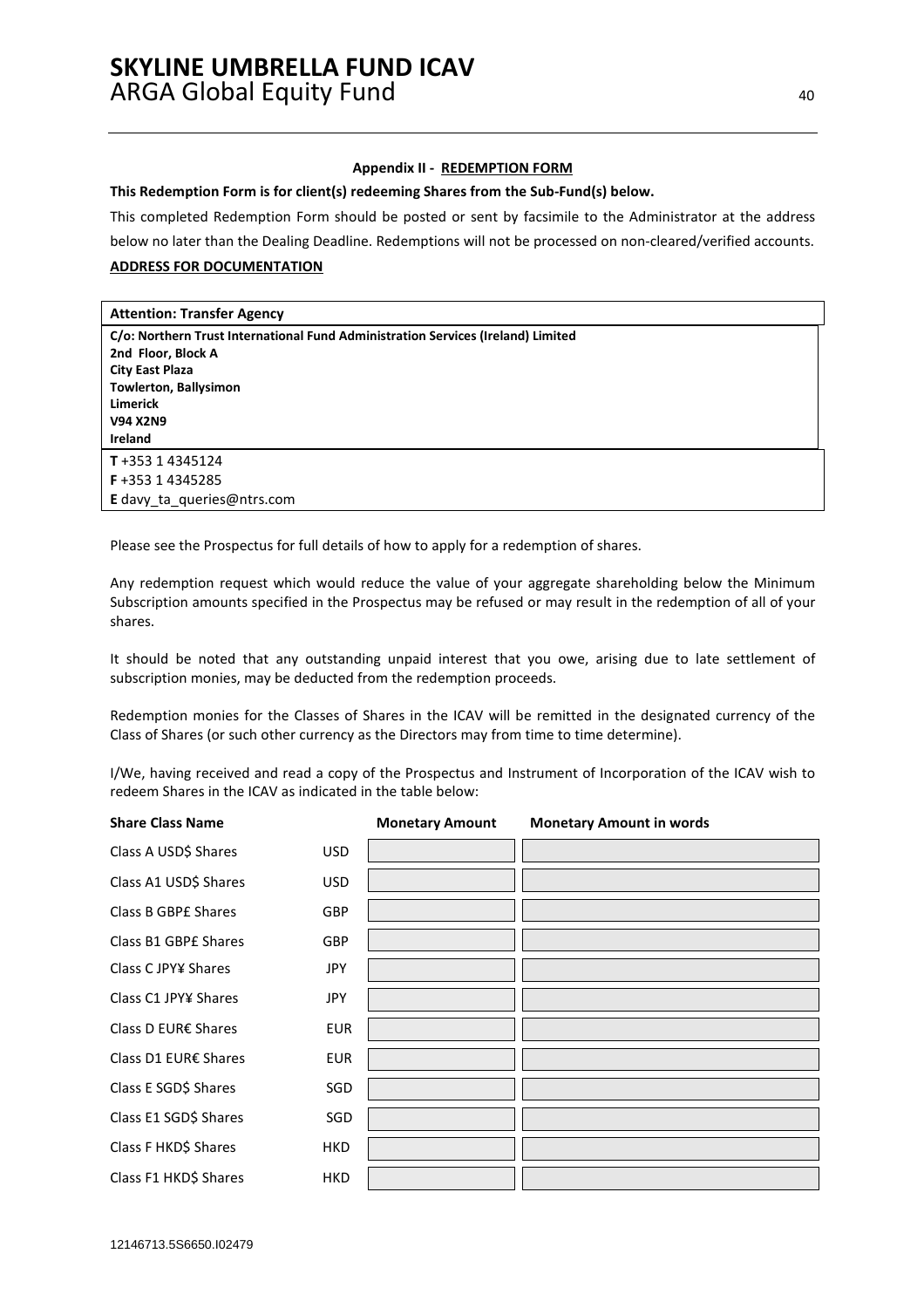### Appendix II - REDEMPTION FORM

**This Redemption Form is for client(s) redeeming Shares from the Sub-Fund(s) below.**

This completed Redemption Form should be posted or sent by facsimile to the Administrator at the address below no later than the Dealing Deadline. Redemptions will not be processed on non-cleared/verified accounts.

**ADDRESS FOR DOCUMENTATION**

| **Attention: Transfer Agency** |
|---|
| **C/o: Northern Trust International Fund Administration Services (Ireland) Limited**<br>**2nd Floor, Block A**<br>**City East Plaza**<br>**Towlerton, Ballysimon**<br>**Limerick**<br>**V94 X2N9**<br>**Ireland** |
| **T** +353 1 4345124<br>**F** +353 1 4345285<br>**E** davy_ta_queries@ntrs.com |

Please see the Prospectus for full details of how to apply for a redemption of shares.

Any redemption request which would reduce the value of your aggregate shareholding below the Minimum Subscription amounts specified in the Prospectus may be refused or may result in the redemption of all of your shares.

It should be noted that any outstanding unpaid interest that you owe, arising due to late settlement of subscription monies, may be deducted from the redemption proceeds.

Redemption monies for the Classes of Shares in the ICAV will be remitted in the designated currency of the Class of Shares (or such other currency as the Directors may from time to time determine).

I/We, having received and read a copy of the Prospectus and Instrument of Incorporation of the ICAV wish to redeem Shares in the ICAV as indicated in the table below:

| **Share Class Name** | | **Monetary Amount** | **Monetary Amount in words** |
|---|---|---|---|
| Class A USD$ Shares | USD | | |
| Class A1 USD$ Shares | USD | | |
| Class B GBP£ Shares | GBP | | |
| Class B1 GBP£ Shares | GBP | | |
| Class C JPY¥ Shares | JPY | | |
| Class C1 JPY¥ Shares | JPY | | |
| Class D EUR€ Shares | EUR | | |
| Class D1 EUR€ Shares | EUR | | |
| Class E SGD$ Shares | SGD | | |
| Class E1 SGD$ Shares | SGD | | |
| Class F HKD$ Shares | HKD | | |
| Class F1 HKD$ Shares | HKD | | |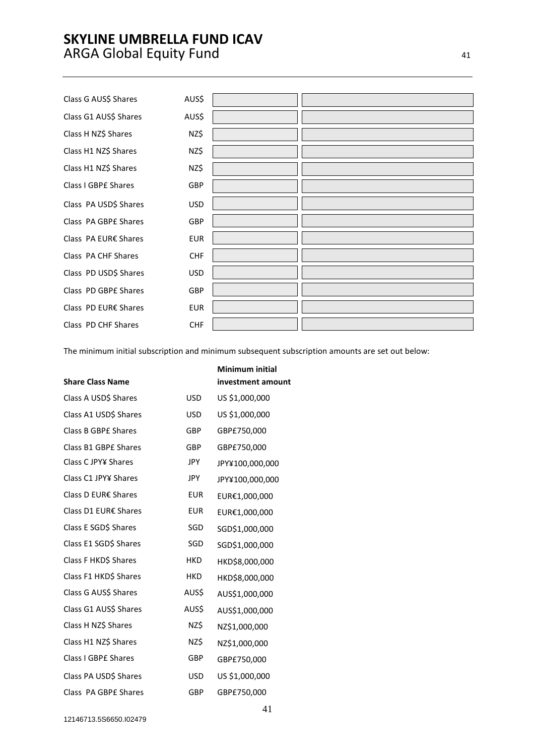| | | | |
|---|---|---|---|
| Class G AUS$ Shares | AUS$ | | |
| Class G1 AUS$ Shares | AUS$ | | |
| Class H NZ$ Shares | NZ$ | | |
| Class H1 NZ$ Shares | NZ$ | | |
| Class H1 NZ$ Shares | NZ$ | | |
| Class I GBP£ Shares | GBP | | |
| Class PA USD$ Shares | USD | | |
| Class PA GBP£ Shares | GBP | | |
| Class PA EUR€ Shares | EUR | | |
| Class PA CHF Shares | CHF | | |
| Class PD USD$ Shares | USD | | |
| Class PD GBP£ Shares | GBP | | |
| Class PD EUR€ Shares | EUR | | |
| Class PD CHF Shares | CHF | | |

The minimum initial subscription and minimum subsequent subscription amounts are set out below:

| **Share Class Name** | | **Minimum initial investment amount** |
|---|---|---|
| Class A USD$ Shares | USD | US $1,000,000 |
| Class A1 USD$ Shares | USD | US $1,000,000 |
| Class B GBP£ Shares | GBP | GBP£750,000 |
| Class B1 GBP£ Shares | GBP | GBP£750,000 |
| Class C JPY¥ Shares | JPY | JPY¥100,000,000 |
| Class C1 JPY¥ Shares | JPY | JPY¥100,000,000 |
| Class D EUR€ Shares | EUR | EUR€1,000,000 |
| Class D1 EUR€ Shares | EUR | EUR€1,000,000 |
| Class E SGD$ Shares | SGD | SGD$1,000,000 |
| Class E1 SGD$ Shares | SGD | SGD$1,000,000 |
| Class F HKD$ Shares | HKD | HKD$8,000,000 |
| Class F1 HKD$ Shares | HKD | HKD$8,000,000 |
| Class G AUS$ Shares | AUS$ | AUS$1,000,000 |
| Class G1 AUS$ Shares | AUS$ | AUS$1,000,000 |
| Class H NZ$ Shares | NZ$ | NZ$1,000,000 |
| Class H1 NZ$ Shares | NZ$ | NZ$1,000,000 |
| Class I GBP£ Shares | GBP | GBP£750,000 |
| Class PA USD$ Shares | USD | US $1,000,000 |
| Class PA GBP£ Shares | GBP | GBP£750,000 |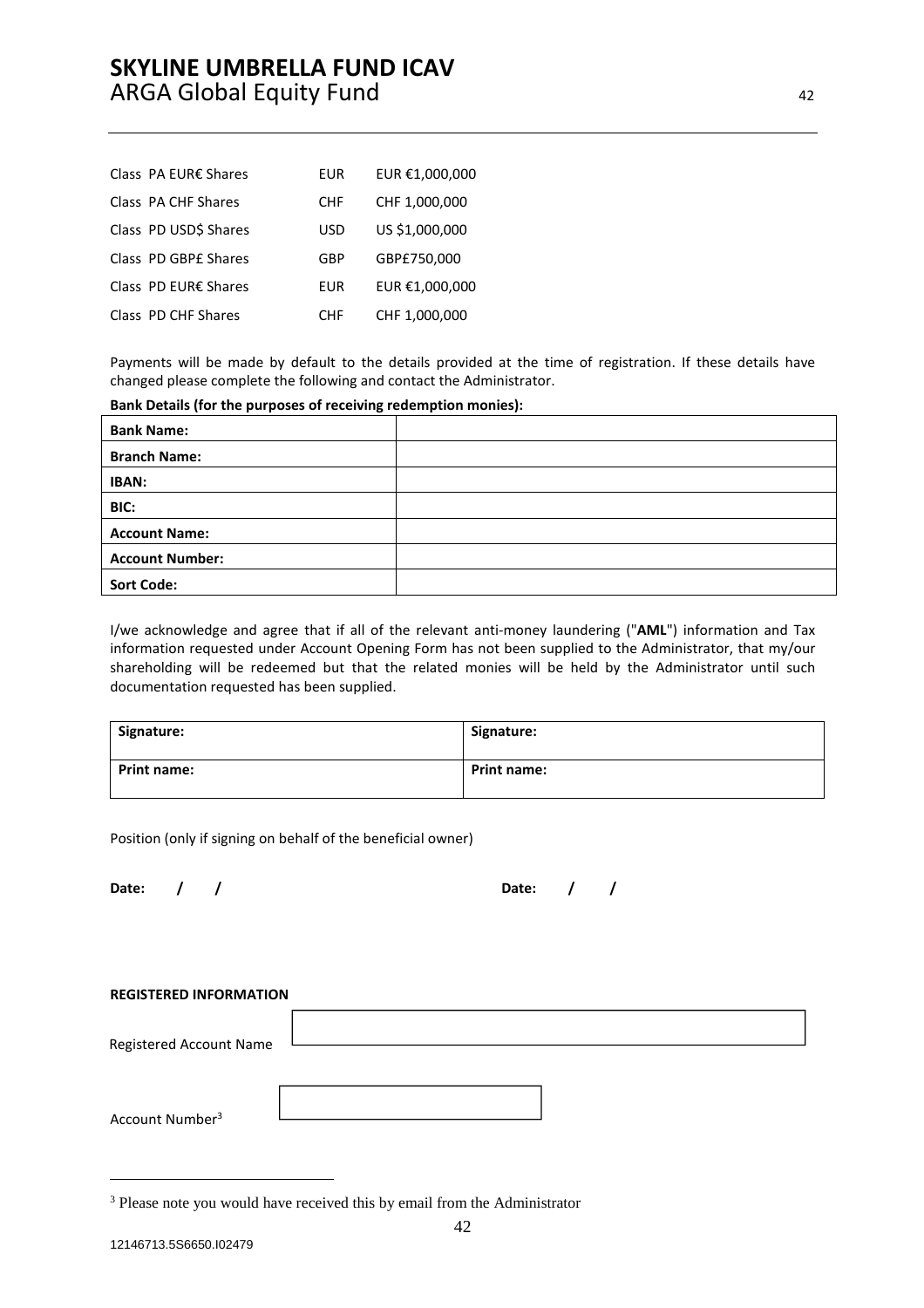| | | |
|---|---|---|
| Class PA EUR€ Shares | EUR | EUR €1,000,000 |
| Class PA CHF Shares | CHF | CHF 1,000,000 |
| Class PD USD$ Shares | USD | US $1,000,000 |
| Class PD GBP£ Shares | GBP | GBP£750,000 |
| Class PD EUR€ Shares | EUR | EUR €1,000,000 |
| Class PD CHF Shares | CHF | CHF 1,000,000 |

Payments will be made by default to the details provided at the time of registration. If these details have changed please complete the following and contact the Administrator.

**Bank Details (for the purposes of receiving redemption monies):**

| | |
|---|---|
| **Bank Name:** | |
| **Branch Name:** | |
| **IBAN:** | |
| **BIC:** | |
| **Account Name:** | |
| **Account Number:** | |
| **Sort Code:** | |

I/we acknowledge and agree that if all of the relevant anti-money laundering ("**AML**") information and Tax information requested under Account Opening Form has not been supplied to the Administrator, that my/our shareholding will be redeemed but that the related monies will be held by the Administrator until such documentation requested has been supplied.

| | |
|---|---|
| **Signature:** | **Signature:** |
| **Print name:** | **Print name:** |

Position (only if signing on behalf of the beneficial owner)

**Date: / /** **Date: / /**

**REGISTERED INFORMATION**

Registered Account Name

Account Number[3]

[3] Please note you would have received this by email from the Administrator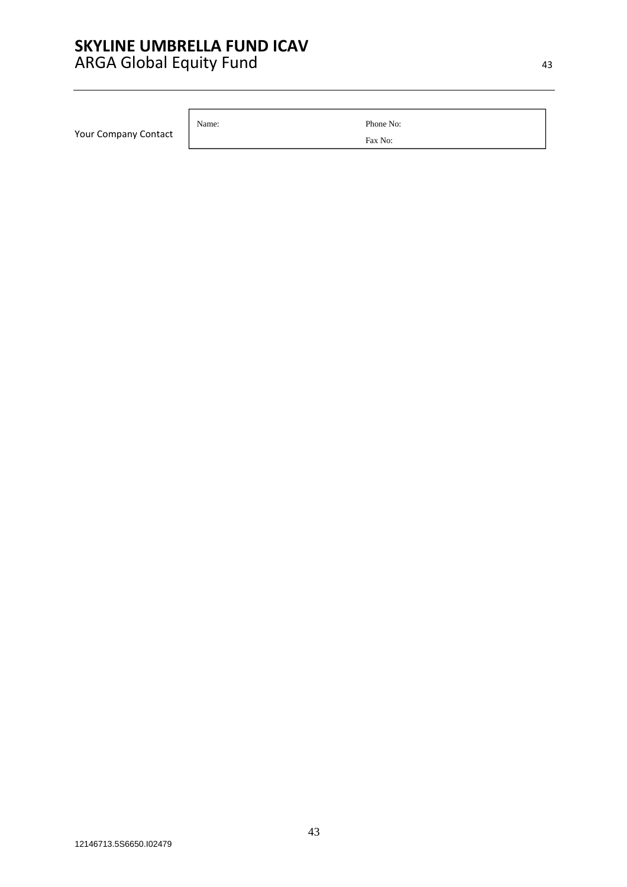| Your Company Contact | Name: | Phone No: |
| --- | --- | --- |
| | | Fax No: |

12146713.5S6650.I02479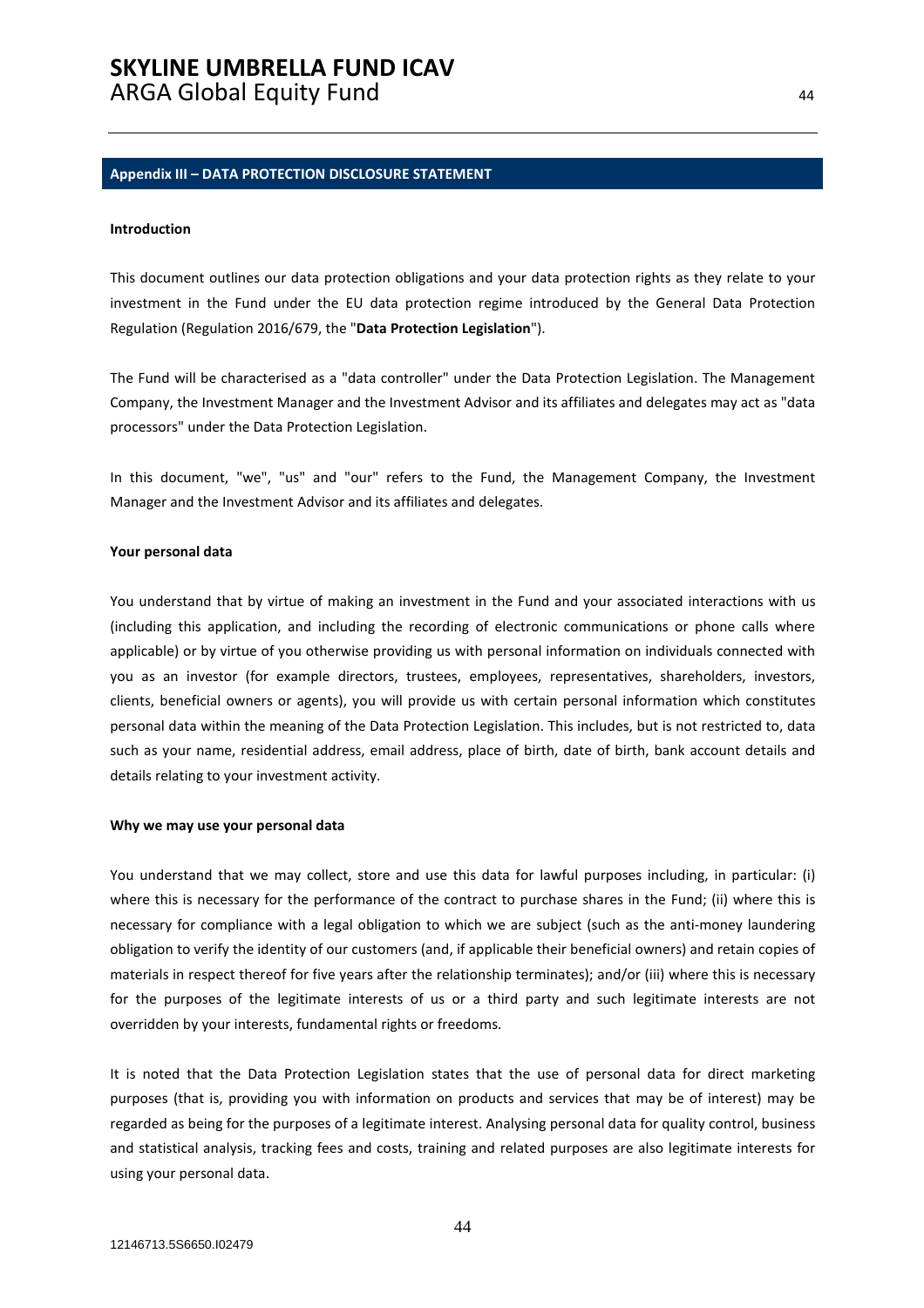## Appendix III – DATA PROTECTION DISCLOSURE STATEMENT

**Introduction**

This document outlines our data protection obligations and your data protection rights as they relate to your investment in the Fund under the EU data protection regime introduced by the General Data Protection Regulation (Regulation 2016/679, the "**Data Protection Legislation**").

The Fund will be characterised as a "data controller" under the Data Protection Legislation. The Management Company, the Investment Manager and the Investment Advisor and its affiliates and delegates may act as "data processors" under the Data Protection Legislation.

In this document, "we", "us" and "our" refers to the Fund, the Management Company, the Investment Manager and the Investment Advisor and its affiliates and delegates.

**Your personal data**

You understand that by virtue of making an investment in the Fund and your associated interactions with us (including this application, and including the recording of electronic communications or phone calls where applicable) or by virtue of you otherwise providing us with personal information on individuals connected with you as an investor (for example directors, trustees, employees, representatives, shareholders, investors, clients, beneficial owners or agents), you will provide us with certain personal information which constitutes personal data within the meaning of the Data Protection Legislation. This includes, but is not restricted to, data such as your name, residential address, email address, place of birth, date of birth, bank account details and details relating to your investment activity.

**Why we may use your personal data**

You understand that we may collect, store and use this data for lawful purposes including, in particular: (i) where this is necessary for the performance of the contract to purchase shares in the Fund; (ii) where this is necessary for compliance with a legal obligation to which we are subject (such as the anti-money laundering obligation to verify the identity of our customers (and, if applicable their beneficial owners) and retain copies of materials in respect thereof for five years after the relationship terminates); and/or (iii) where this is necessary for the purposes of the legitimate interests of us or a third party and such legitimate interests are not overridden by your interests, fundamental rights or freedoms.

It is noted that the Data Protection Legislation states that the use of personal data for direct marketing purposes (that is, providing you with information on products and services that may be of interest) may be regarded as being for the purposes of a legitimate interest. Analysing personal data for quality control, business and statistical analysis, tracking fees and costs, training and related purposes are also legitimate interests for using your personal data.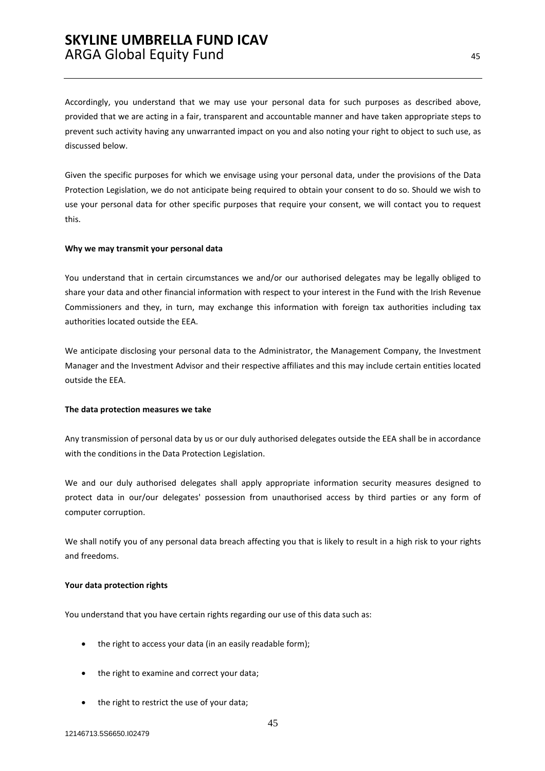Accordingly, you understand that we may use your personal data for such purposes as described above, provided that we are acting in a fair, transparent and accountable manner and have taken appropriate steps to prevent such activity having any unwarranted impact on you and also noting your right to object to such use, as discussed below.

Given the specific purposes for which we envisage using your personal data, under the provisions of the Data Protection Legislation, we do not anticipate being required to obtain your consent to do so. Should we wish to use your personal data for other specific purposes that require your consent, we will contact you to request this.

**Why we may transmit your personal data**

You understand that in certain circumstances we and/or our authorised delegates may be legally obliged to share your data and other financial information with respect to your interest in the Fund with the Irish Revenue Commissioners and they, in turn, may exchange this information with foreign tax authorities including tax authorities located outside the EEA.

We anticipate disclosing your personal data to the Administrator, the Management Company, the Investment Manager and the Investment Advisor and their respective affiliates and this may include certain entities located outside the EEA.

**The data protection measures we take**

Any transmission of personal data by us or our duly authorised delegates outside the EEA shall be in accordance with the conditions in the Data Protection Legislation.

We and our duly authorised delegates shall apply appropriate information security measures designed to protect data in our/our delegates' possession from unauthorised access by third parties or any form of computer corruption.

We shall notify you of any personal data breach affecting you that is likely to result in a high risk to your rights and freedoms.

**Your data protection rights**

You understand that you have certain rights regarding our use of this data such as:

- the right to access your data (in an easily readable form);
- the right to examine and correct your data;
- the right to restrict the use of your data;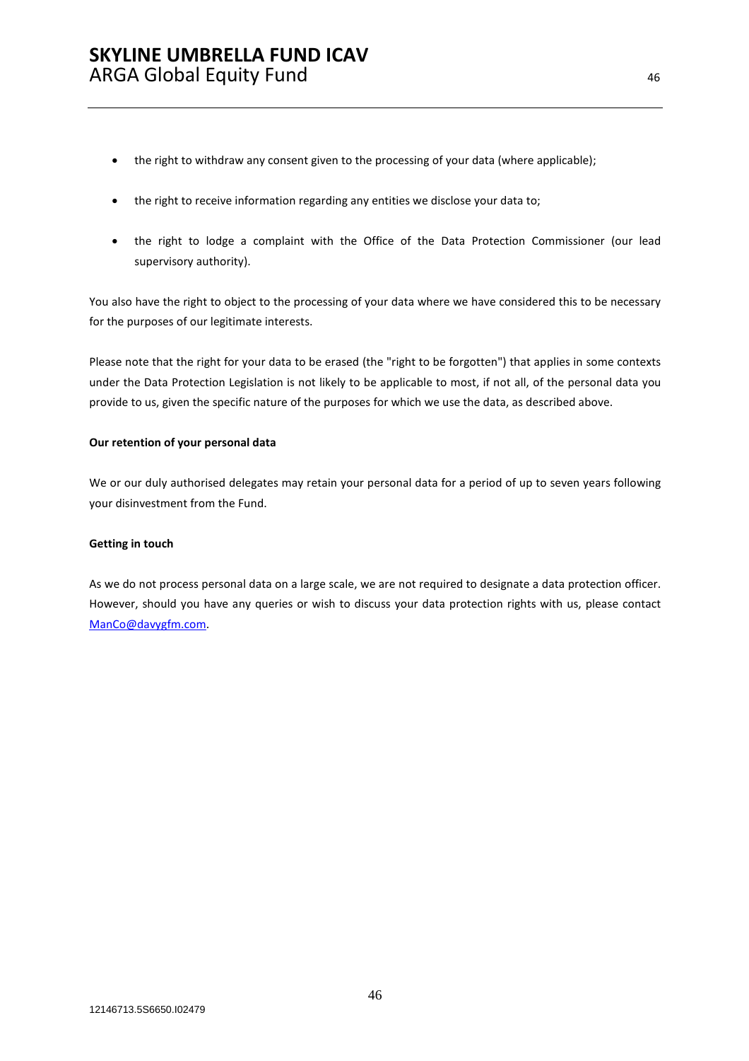- the right to withdraw any consent given to the processing of your data (where applicable);
- the right to receive information regarding any entities we disclose your data to;
- the right to lodge a complaint with the Office of the Data Protection Commissioner (our lead supervisory authority).

You also have the right to object to the processing of your data where we have considered this to be necessary for the purposes of our legitimate interests.

Please note that the right for your data to be erased (the "right to be forgotten") that applies in some contexts under the Data Protection Legislation is not likely to be applicable to most, if not all, of the personal data you provide to us, given the specific nature of the purposes for which we use the data, as described above.

**Our retention of your personal data**

We or our duly authorised delegates may retain your personal data for a period of up to seven years following your disinvestment from the Fund.

**Getting in touch**

As we do not process personal data on a large scale, we are not required to designate a data protection officer. However, should you have any queries or wish to discuss your data protection rights with us, please contact ManCo@davygfm.com.